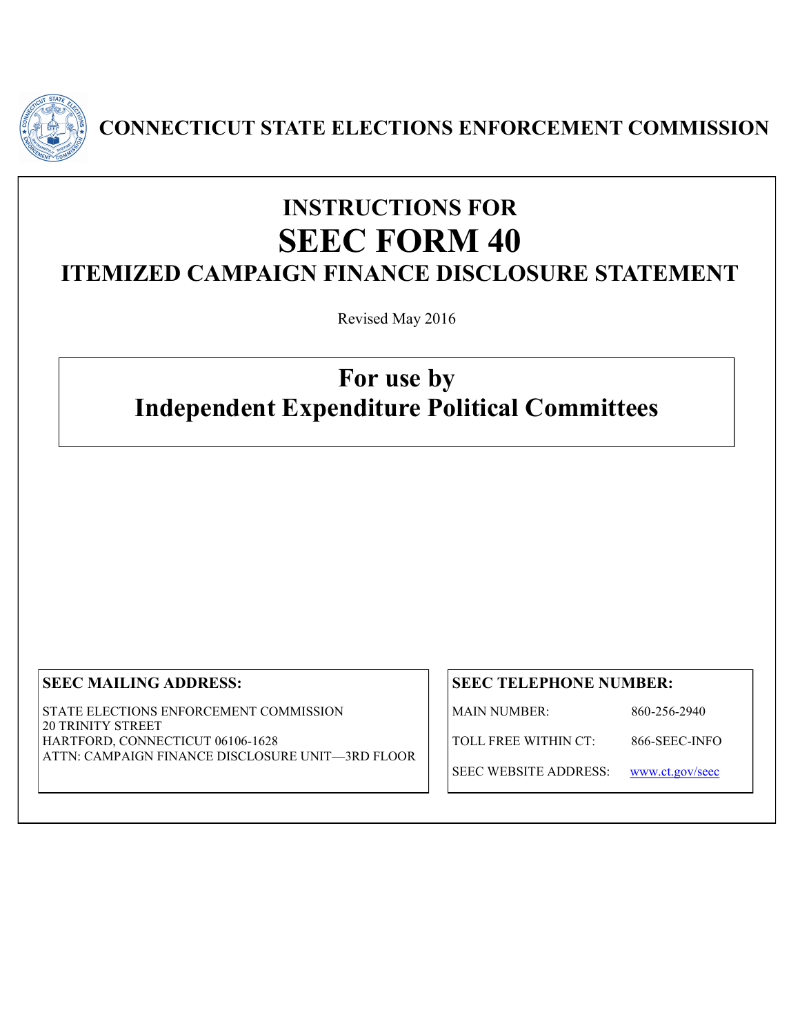# CONNECTICUT STATE ELECTIONS ENFORCEMENT COMMISSION

## INSTRUCTIONS FOR
# SEEC FORM 40
## ITEMIZED CAMPAIGN FINANCE DISCLOSURE STATEMENT

Revised May 2016

## For use by
## Independent Expenditure Political Committees

**SEEC MAILING ADDRESS:**

STATE ELECTIONS ENFORCEMENT COMMISSION
20 TRINITY STREET
HARTFORD, CONNECTICUT 06106-1628
ATTN: CAMPAIGN FINANCE DISCLOSURE UNIT—3RD FLOOR

**SEEC TELEPHONE NUMBER:**

| | |
|---|---|
| MAIN NUMBER: | 860-256-2940 |
| TOLL FREE WITHIN CT: | 866-SEEC-INFO |
| SEEC WEBSITE ADDRESS: | www.ct.gov/seec |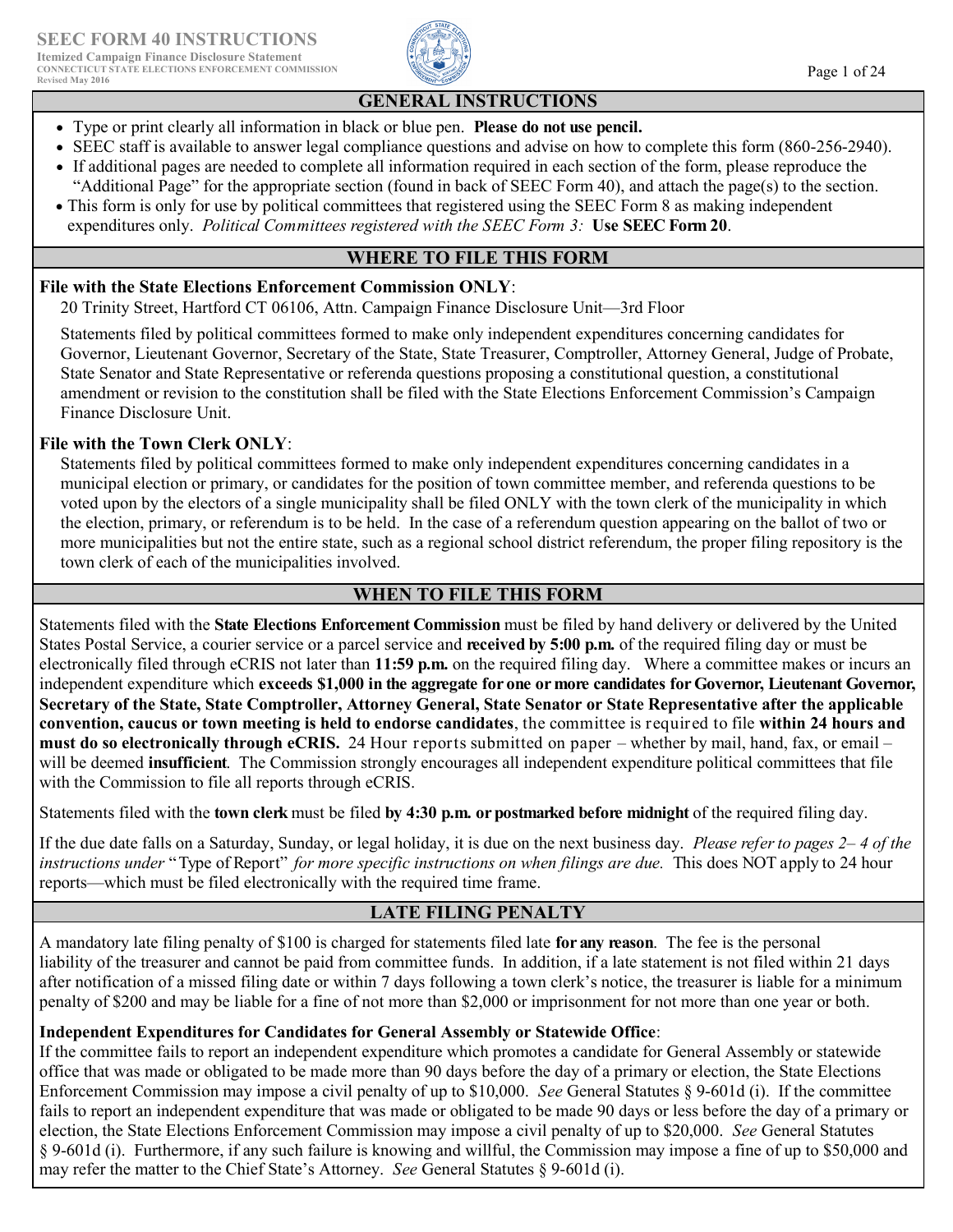# SEEC FORM 40 INSTRUCTIONS

**Itemized Campaign Finance Disclosure Statement**
**CONNECTICUT STATE ELECTIONS ENFORCEMENT COMMISSION**
**Revised May 2016**

## GENERAL INSTRUCTIONS

- Type or print clearly all information in black or blue pen. **Please do not use pencil.**
- SEEC staff is available to answer legal compliance questions and advise on how to complete this form (860-256-2940).
- If additional pages are needed to complete all information required in each section of the form, please reproduce the "Additional Page" for the appropriate section (found in back of SEEC Form 40), and attach the page(s) to the section.
- This form is only for use by political committees that registered using the SEEC Form 8 as making independent expenditures only. *Political Committees registered with the SEEC Form 3:* **Use SEEC Form 20**.

## WHERE TO FILE THIS FORM

**File with the State Elections Enforcement Commission ONLY**:

20 Trinity Street, Hartford CT 06106, Attn. Campaign Finance Disclosure Unit—3rd Floor

Statements filed by political committees formed to make only independent expenditures concerning candidates for Governor, Lieutenant Governor, Secretary of the State, State Treasurer, Comptroller, Attorney General, Judge of Probate, State Senator and State Representative or referenda questions proposing a constitutional question, a constitutional amendment or revision to the constitution shall be filed with the State Elections Enforcement Commission's Campaign Finance Disclosure Unit.

**File with the Town Clerk ONLY**:

Statements filed by political committees formed to make only independent expenditures concerning candidates in a municipal election or primary, or candidates for the position of town committee member, and referenda questions to be voted upon by the electors of a single municipality shall be filed ONLY with the town clerk of the municipality in which the election, primary, or referendum is to be held. In the case of a referendum question appearing on the ballot of two or more municipalities but not the entire state, such as a regional school district referendum, the proper filing repository is the town clerk of each of the municipalities involved.

## WHEN TO FILE THIS FORM

Statements filed with the **State Elections Enforcement Commission** must be filed by hand delivery or delivered by the United States Postal Service, a courier service or a parcel service and **received by 5:00 p.m.** of the required filing day or must be electronically filed through eCRIS not later than **11:59 p.m.** on the required filing day. Where a committee makes or incurs an independent expenditure which **exceeds $1,000 in the aggregate for one or more candidates for Governor, Lieutenant Governor, Secretary of the State, State Comptroller, Attorney General, State Senator or State Representative after the applicable convention, caucus or town meeting is held to endorse candidates**, the committee is required to file **within 24 hours and must do so electronically through eCRIS.** 24 Hour reports submitted on paper – whether by mail, hand, fax, or email – will be deemed **insufficient**. The Commission strongly encourages all independent expenditure political committees that file with the Commission to file all reports through eCRIS.

Statements filed with the **town clerk** must be filed **by 4:30 p.m. or postmarked before midnight** of the required filing day.

If the due date falls on a Saturday, Sunday, or legal holiday, it is due on the next business day. *Please refer to pages 2– 4 of the instructions under* "Type of Report" *for more specific instructions on when filings are due.* This does NOT apply to 24 hour reports—which must be filed electronically with the required time frame.

## LATE FILING PENALTY

A mandatory late filing penalty of $100 is charged for statements filed late **for any reason**. The fee is the personal liability of the treasurer and cannot be paid from committee funds. In addition, if a late statement is not filed within 21 days after notification of a missed filing date or within 7 days following a town clerk's notice, the treasurer is liable for a minimum penalty of $200 and may be liable for a fine of not more than $2,000 or imprisonment for not more than one year or both.

**Independent Expenditures for Candidates for General Assembly or Statewide Office**:

If the committee fails to report an independent expenditure which promotes a candidate for General Assembly or statewide office that was made or obligated to be made more than 90 days before the day of a primary or election, the State Elections Enforcement Commission may impose a civil penalty of up to $10,000. *See* General Statutes § 9-601d (i). If the committee fails to report an independent expenditure that was made or obligated to be made 90 days or less before the day of a primary or election, the State Elections Enforcement Commission may impose a civil penalty of up to $20,000. *See* General Statutes § 9-601d (i). Furthermore, if any such failure is knowing and willful, the Commission may impose a fine of up to $50,000 and may refer the matter to the Chief State's Attorney. *See* General Statutes § 9-601d (i).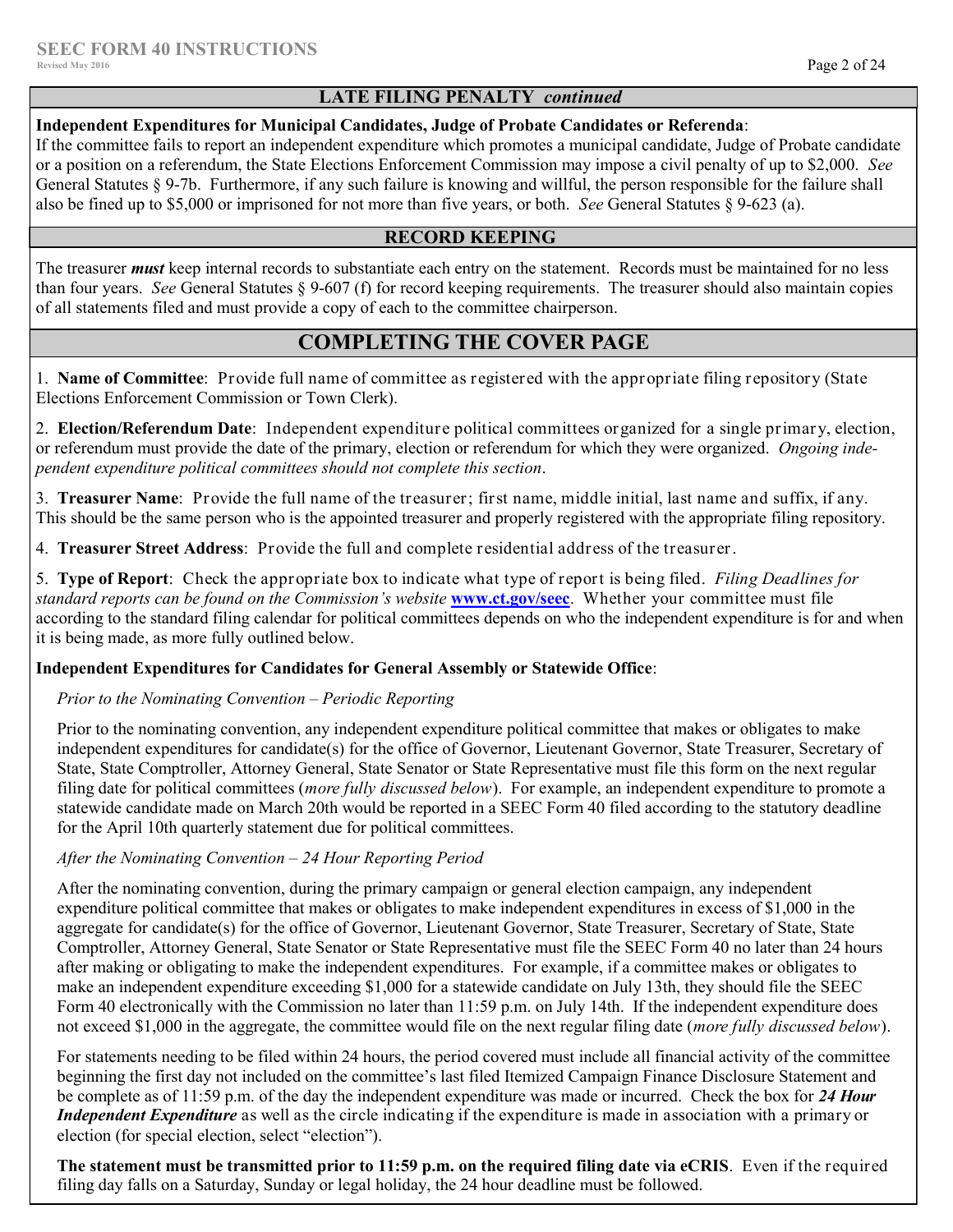## LATE FILING PENALTY *continued*

**Independent Expenditures for Municipal Candidates, Judge of Probate Candidates or Referenda**:
If the committee fails to report an independent expenditure which promotes a municipal candidate, Judge of Probate candidate or a position on a referendum, the State Elections Enforcement Commission may impose a civil penalty of up to $2,000. *See* General Statutes § 9-7b. Furthermore, if any such failure is knowing and willful, the person responsible for the failure shall also be fined up to $5,000 or imprisoned for not more than five years, or both. *See* General Statutes § 9-623 (a).

## RECORD KEEPING

The treasurer ***must*** keep internal records to substantiate each entry on the statement. Records must be maintained for no less than four years. *See* General Statutes § 9-607 (f) for record keeping requirements. The treasurer should also maintain copies of all statements filed and must provide a copy of each to the committee chairperson.

# COMPLETING THE COVER PAGE

1. **Name of Committee**: Provide full name of committee as registered with the appropriate filing repository (State Elections Enforcement Commission or Town Clerk).

2. **Election/Referendum Date**: Independent expenditure political committees organized for a single primary, election, or referendum must provide the date of the primary, election or referendum for which they were organized. *Ongoing independent expenditure political committees should not complete this section*.

3. **Treasurer Name**: Provide the full name of the treasurer; first name, middle initial, last name and suffix, if any. This should be the same person who is the appointed treasurer and properly registered with the appropriate filing repository.

4. **Treasurer Street Address**: Provide the full and complete residential address of the treasurer.

5. **Type of Report**: Check the appropriate box to indicate what type of report is being filed. *Filing Deadlines for standard reports can be found on the Commission's website* **www.ct.gov/seec**. Whether your committee must file according to the standard filing calendar for political committees depends on who the independent expenditure is for and when it is being made, as more fully outlined below.

**Independent Expenditures for Candidates for General Assembly or Statewide Office**:

*Prior to the Nominating Convention – Periodic Reporting*

Prior to the nominating convention, any independent expenditure political committee that makes or obligates to make independent expenditures for candidate(s) for the office of Governor, Lieutenant Governor, State Treasurer, Secretary of State, State Comptroller, Attorney General, State Senator or State Representative must file this form on the next regular filing date for political committees (*more fully discussed below*). For example, an independent expenditure to promote a statewide candidate made on March 20th would be reported in a SEEC Form 40 filed according to the statutory deadline for the April 10th quarterly statement due for political committees.

*After the Nominating Convention – 24 Hour Reporting Period*

After the nominating convention, during the primary campaign or general election campaign, any independent expenditure political committee that makes or obligates to make independent expenditures in excess of $1,000 in the aggregate for candidate(s) for the office of Governor, Lieutenant Governor, State Treasurer, Secretary of State, State Comptroller, Attorney General, State Senator or State Representative must file the SEEC Form 40 no later than 24 hours after making or obligating to make the independent expenditures. For example, if a committee makes or obligates to make an independent expenditure exceeding $1,000 for a statewide candidate on July 13th, they should file the SEEC Form 40 electronically with the Commission no later than 11:59 p.m. on July 14th. If the independent expenditure does not exceed $1,000 in the aggregate, the committee would file on the next regular filing date (*more fully discussed below*).

For statements needing to be filed within 24 hours, the period covered must include all financial activity of the committee beginning the first day not included on the committee's last filed Itemized Campaign Finance Disclosure Statement and be complete as of 11:59 p.m. of the day the independent expenditure was made or incurred. Check the box for ***24 Hour Independent Expenditure*** as well as the circle indicating if the expenditure is made in association with a primary or election (for special election, select "election").

**The statement must be transmitted prior to 11:59 p.m. on the required filing date via eCRIS**. Even if the required filing day falls on a Saturday, Sunday or legal holiday, the 24 hour deadline must be followed.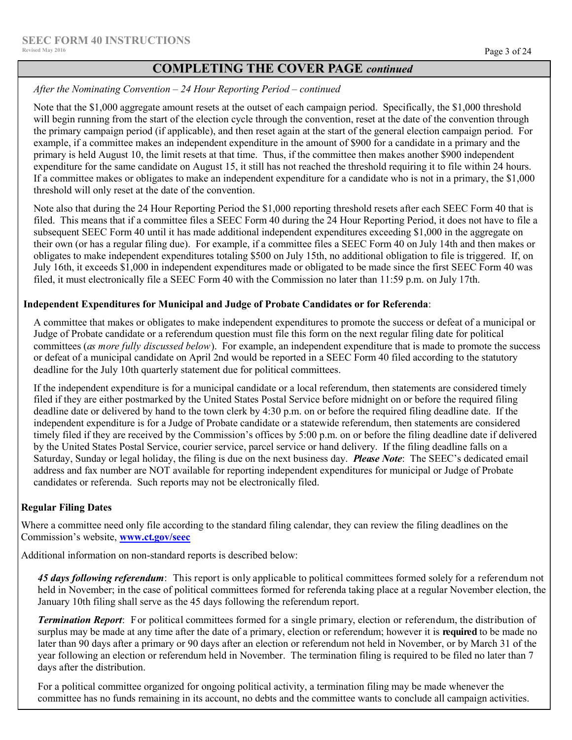## COMPLETING THE COVER PAGE *continued*

*After the Nominating Convention – 24 Hour Reporting Period – continued*

Note that the $1,000 aggregate amount resets at the outset of each campaign period. Specifically, the $1,000 threshold will begin running from the start of the election cycle through the convention, reset at the date of the convention through the primary campaign period (if applicable), and then reset again at the start of the general election campaign period. For example, if a committee makes an independent expenditure in the amount of $900 for a candidate in a primary and the primary is held August 10, the limit resets at that time. Thus, if the committee then makes another $900 independent expenditure for the same candidate on August 15, it still has not reached the threshold requiring it to file within 24 hours. If a committee makes or obligates to make an independent expenditure for a candidate who is not in a primary, the $1,000 threshold will only reset at the date of the convention.

Note also that during the 24 Hour Reporting Period the $1,000 reporting threshold resets after each SEEC Form 40 that is filed. This means that if a committee files a SEEC Form 40 during the 24 Hour Reporting Period, it does not have to file a subsequent SEEC Form 40 until it has made additional independent expenditures exceeding $1,000 in the aggregate on their own (or has a regular filing due). For example, if a committee files a SEEC Form 40 on July 14th and then makes or obligates to make independent expenditures totaling $500 on July 15th, no additional obligation to file is triggered. If, on July 16th, it exceeds $1,000 in independent expenditures made or obligated to be made since the first SEEC Form 40 was filed, it must electronically file a SEEC Form 40 with the Commission no later than 11:59 p.m. on July 17th.

**Independent Expenditures for Municipal and Judge of Probate Candidates or for Referenda**:

A committee that makes or obligates to make independent expenditures to promote the success or defeat of a municipal or Judge of Probate candidate or a referendum question must file this form on the next regular filing date for political committees (*as more fully discussed below*). For example, an independent expenditure that is made to promote the success or defeat of a municipal candidate on April 2nd would be reported in a SEEC Form 40 filed according to the statutory deadline for the July 10th quarterly statement due for political committees.

If the independent expenditure is for a municipal candidate or a local referendum, then statements are considered timely filed if they are either postmarked by the United States Postal Service before midnight on or before the required filing deadline date or delivered by hand to the town clerk by 4:30 p.m. on or before the required filing deadline date. If the independent expenditure is for a Judge of Probate candidate or a statewide referendum, then statements are considered timely filed if they are received by the Commission's offices by 5:00 p.m. on or before the filing deadline date if delivered by the United States Postal Service, courier service, parcel service or hand delivery. If the filing deadline falls on a Saturday, Sunday or legal holiday, the filing is due on the next business day. ***Please Note***: The SEEC's dedicated email address and fax number are NOT available for reporting independent expenditures for municipal or Judge of Probate candidates or referenda. Such reports may not be electronically filed.

**Regular Filing Dates**

Where a committee need only file according to the standard filing calendar, they can review the filing deadlines on the Commission's website, **www.ct.gov/seec**

Additional information on non-standard reports is described below:

***45 days following referendum***: This report is only applicable to political committees formed solely for a referendum not held in November; in the case of political committees formed for referenda taking place at a regular November election, the January 10th filing shall serve as the 45 days following the referendum report.

***Termination Report***: For political committees formed for a single primary, election or referendum, the distribution of surplus may be made at any time after the date of a primary, election or referendum; however it is **required** to be made no later than 90 days after a primary or 90 days after an election or referendum not held in November, or by March 31 of the year following an election or referendum held in November. The termination filing is required to be filed no later than 7 days after the distribution.

For a political committee organized for ongoing political activity, a termination filing may be made whenever the committee has no funds remaining in its account, no debts and the committee wants to conclude all campaign activities.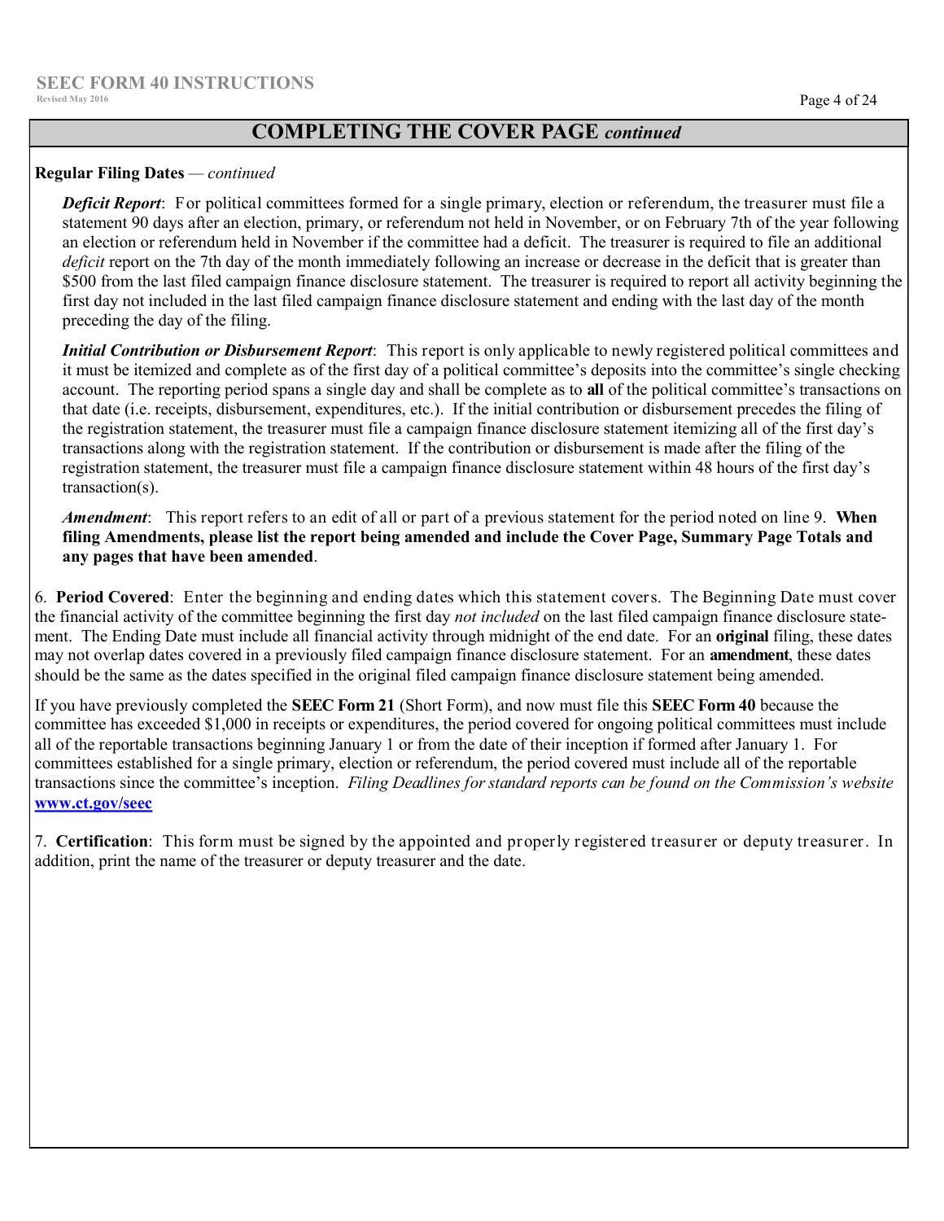## COMPLETING THE COVER PAGE *continued*

**Regular Filing Dates** — *continued*

***Deficit Report***: For political committees formed for a single primary, election or referendum, the treasurer must file a statement 90 days after an election, primary, or referendum not held in November, or on February 7th of the year following an election or referendum held in November if the committee had a deficit. The treasurer is required to file an additional *deficit* report on the 7th day of the month immediately following an increase or decrease in the deficit that is greater than $500 from the last filed campaign finance disclosure statement. The treasurer is required to report all activity beginning the first day not included in the last filed campaign finance disclosure statement and ending with the last day of the month preceding the day of the filing.

***Initial Contribution or Disbursement Report***: This report is only applicable to newly registered political committees and it must be itemized and complete as of the first day of a political committee's deposits into the committee's single checking account. The reporting period spans a single day and shall be complete as to **all** of the political committee's transactions on that date (i.e. receipts, disbursement, expenditures, etc.). If the initial contribution or disbursement precedes the filing of the registration statement, the treasurer must file a campaign finance disclosure statement itemizing all of the first day's transactions along with the registration statement. If the contribution or disbursement is made after the filing of the registration statement, the treasurer must file a campaign finance disclosure statement within 48 hours of the first day's transaction(s).

***Amendment***: This report refers to an edit of all or part of a previous statement for the period noted on line 9. **When filing Amendments, please list the report being amended and include the Cover Page, Summary Page Totals and any pages that have been amended**.

6. **Period Covered**: Enter the beginning and ending dates which this statement covers. The Beginning Date must cover the financial activity of the committee beginning the first day *not included* on the last filed campaign finance disclosure statement. The Ending Date must include all financial activity through midnight of the end date. For an **original** filing, these dates may not overlap dates covered in a previously filed campaign finance disclosure statement. For an **amendment**, these dates should be the same as the dates specified in the original filed campaign finance disclosure statement being amended.

If you have previously completed the **SEEC Form 21** (Short Form), and now must file this **SEEC Form 40** because the committee has exceeded $1,000 in receipts or expenditures, the period covered for ongoing political committees must include all of the reportable transactions beginning January 1 or from the date of their inception if formed after January 1. For committees established for a single primary, election or referendum, the period covered must include all of the reportable transactions since the committee's inception. *Filing Deadlines for standard reports can be found on the Commission's website* **www.ct.gov/seec**

7. **Certification**: This form must be signed by the appointed and properly registered treasurer or deputy treasurer. In addition, print the name of the treasurer or deputy treasurer and the date.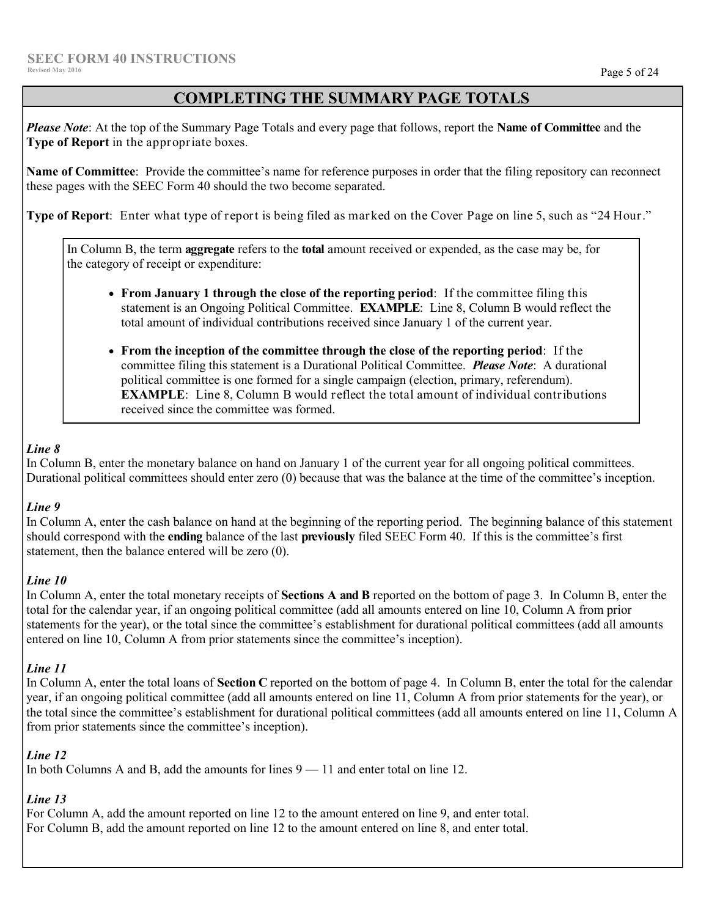## COMPLETING THE SUMMARY PAGE TOTALS

***Please Note***: At the top of the Summary Page Totals and every page that follows, report the **Name of Committee** and the **Type of Report** in the appropriate boxes.

**Name of Committee**: Provide the committee's name for reference purposes in order that the filing repository can reconnect these pages with the SEEC Form 40 should the two become separated.

**Type of Report**: Enter what type of report is being filed as marked on the Cover Page on line 5, such as "24 Hour."

In Column B, the term **aggregate** refers to the **total** amount received or expended, as the case may be, for the category of receipt or expenditure:

- **From January 1 through the close of the reporting period**: If the committee filing this statement is an Ongoing Political Committee. **EXAMPLE**: Line 8, Column B would reflect the total amount of individual contributions received since January 1 of the current year.
- **From the inception of the committee through the close of the reporting period**: If the committee filing this statement is a Durational Political Committee. ***Please Note***: A durational political committee is one formed for a single campaign (election, primary, referendum). **EXAMPLE**: Line 8, Column B would reflect the total amount of individual contributions received since the committee was formed.

***Line 8***
In Column B, enter the monetary balance on hand on January 1 of the current year for all ongoing political committees. Durational political committees should enter zero (0) because that was the balance at the time of the committee's inception.

***Line 9***
In Column A, enter the cash balance on hand at the beginning of the reporting period. The beginning balance of this statement should correspond with the **ending** balance of the last **previously** filed SEEC Form 40. If this is the committee's first statement, then the balance entered will be zero (0).

***Line 10***
In Column A, enter the total monetary receipts of **Sections A and B** reported on the bottom of page 3. In Column B, enter the total for the calendar year, if an ongoing political committee (add all amounts entered on line 10, Column A from prior statements for the year), or the total since the committee's establishment for durational political committees (add all amounts entered on line 10, Column A from prior statements since the committee's inception).

***Line 11***
In Column A, enter the total loans of **Section C** reported on the bottom of page 4. In Column B, enter the total for the calendar year, if an ongoing political committee (add all amounts entered on line 11, Column A from prior statements for the year), or the total since the committee's establishment for durational political committees (add all amounts entered on line 11, Column A from prior statements since the committee's inception).

***Line 12***
In both Columns A and B, add the amounts for lines 9 — 11 and enter total on line 12.

***Line 13***
For Column A, add the amount reported on line 12 to the amount entered on line 9, and enter total.
For Column B, add the amount reported on line 12 to the amount entered on line 8, and enter total.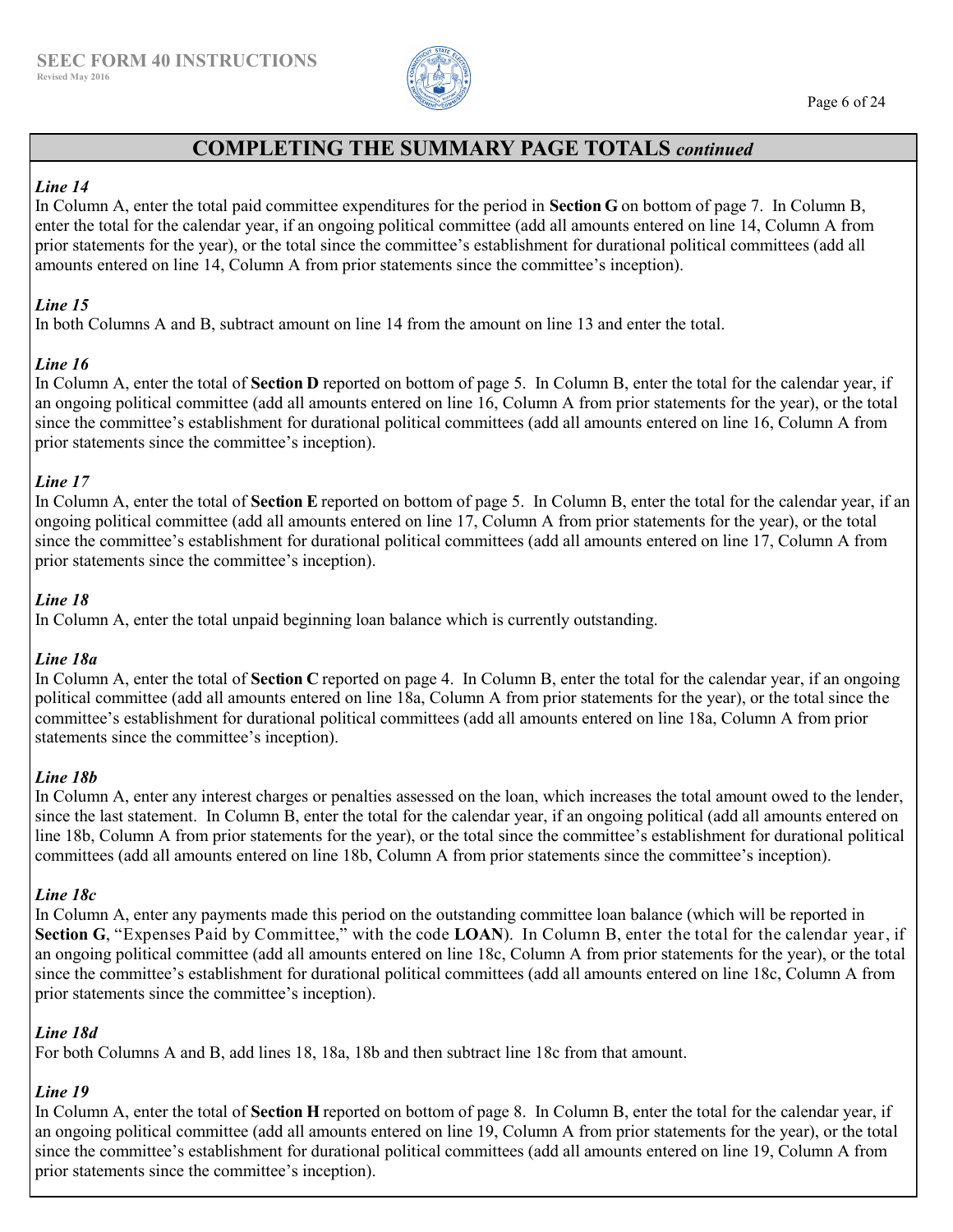## COMPLETING THE SUMMARY PAGE TOTALS *continued*

### *Line 14*

In Column A, enter the total paid committee expenditures for the period in **Section G** on bottom of page 7. In Column B, enter the total for the calendar year, if an ongoing political committee (add all amounts entered on line 14, Column A from prior statements for the year), or the total since the committee's establishment for durational political committees (add all amounts entered on line 14, Column A from prior statements since the committee's inception).

### *Line 15*

In both Columns A and B, subtract amount on line 14 from the amount on line 13 and enter the total.

### *Line 16*

In Column A, enter the total of **Section D** reported on bottom of page 5. In Column B, enter the total for the calendar year, if an ongoing political committee (add all amounts entered on line 16, Column A from prior statements for the year), or the total since the committee's establishment for durational political committees (add all amounts entered on line 16, Column A from prior statements since the committee's inception).

### *Line 17*

In Column A, enter the total of **Section E** reported on bottom of page 5. In Column B, enter the total for the calendar year, if an ongoing political committee (add all amounts entered on line 17, Column A from prior statements for the year), or the total since the committee's establishment for durational political committees (add all amounts entered on line 17, Column A from prior statements since the committee's inception).

### *Line 18*

In Column A, enter the total unpaid beginning loan balance which is currently outstanding.

### *Line 18a*

In Column A, enter the total of **Section C** reported on page 4. In Column B, enter the total for the calendar year, if an ongoing political committee (add all amounts entered on line 18a, Column A from prior statements for the year), or the total since the committee's establishment for durational political committees (add all amounts entered on line 18a, Column A from prior statements since the committee's inception).

### *Line 18b*

In Column A, enter any interest charges or penalties assessed on the loan, which increases the total amount owed to the lender, since the last statement. In Column B, enter the total for the calendar year, if an ongoing political (add all amounts entered on line 18b, Column A from prior statements for the year), or the total since the committee's establishment for durational political committees (add all amounts entered on line 18b, Column A from prior statements since the committee's inception).

### *Line 18c*

In Column A, enter any payments made this period on the outstanding committee loan balance (which will be reported in **Section G**, "Expenses Paid by Committee," with the code **LOAN**). In Column B, enter the total for the calendar year, if an ongoing political committee (add all amounts entered on line 18c, Column A from prior statements for the year), or the total since the committee's establishment for durational political committees (add all amounts entered on line 18c, Column A from prior statements since the committee's inception).

### *Line 18d*

For both Columns A and B, add lines 18, 18a, 18b and then subtract line 18c from that amount.

### *Line 19*

In Column A, enter the total of **Section H** reported on bottom of page 8. In Column B, enter the total for the calendar year, if an ongoing political committee (add all amounts entered on line 19, Column A from prior statements for the year), or the total since the committee's establishment for durational political committees (add all amounts entered on line 19, Column A from prior statements since the committee's inception).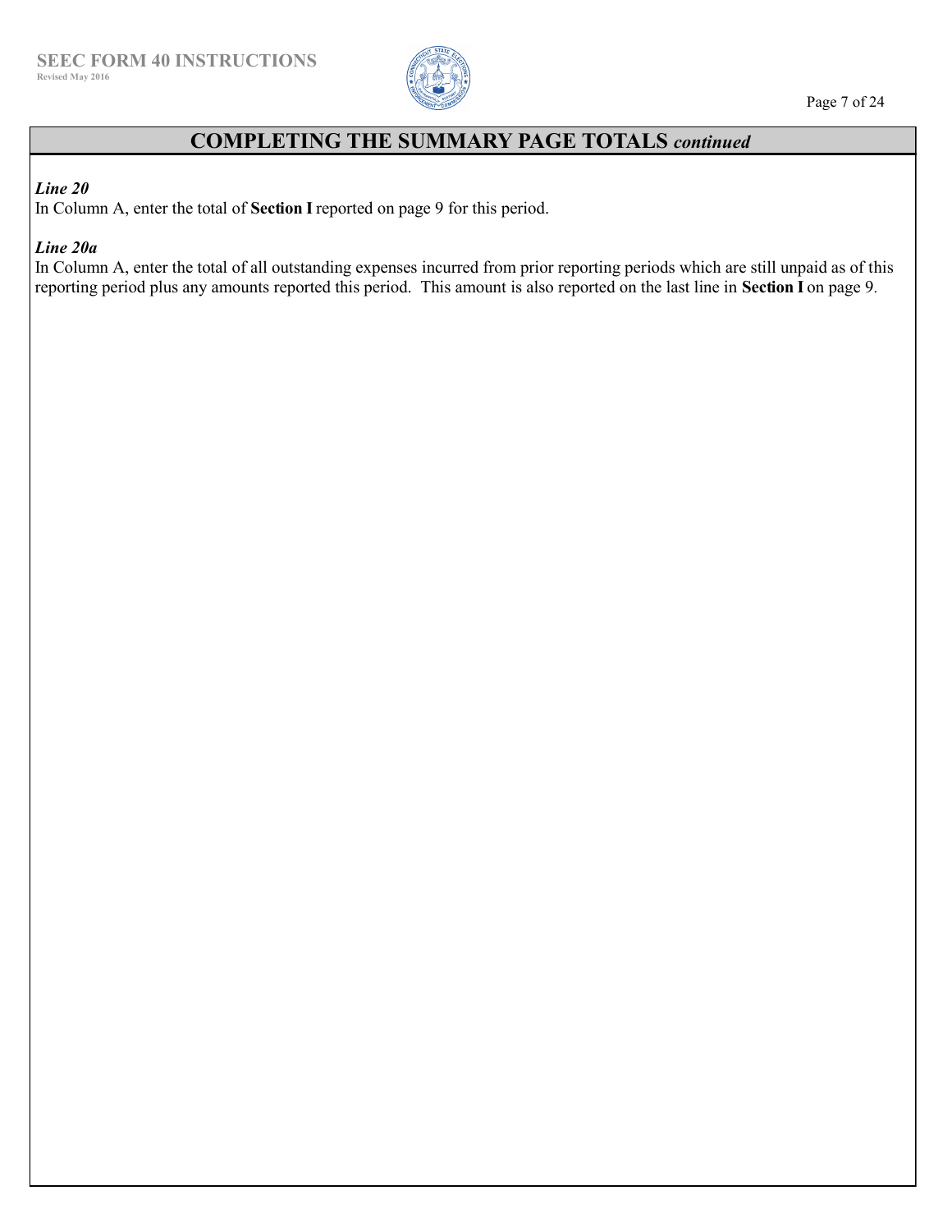## COMPLETING THE SUMMARY PAGE TOTALS *continued*

***Line 20***

In Column A, enter the total of **Section I** reported on page 9 for this period.

***Line 20a***

In Column A, enter the total of all outstanding expenses incurred from prior reporting periods which are still unpaid as of this reporting period plus any amounts reported this period. This amount is also reported on the last line in **Section I** on page 9.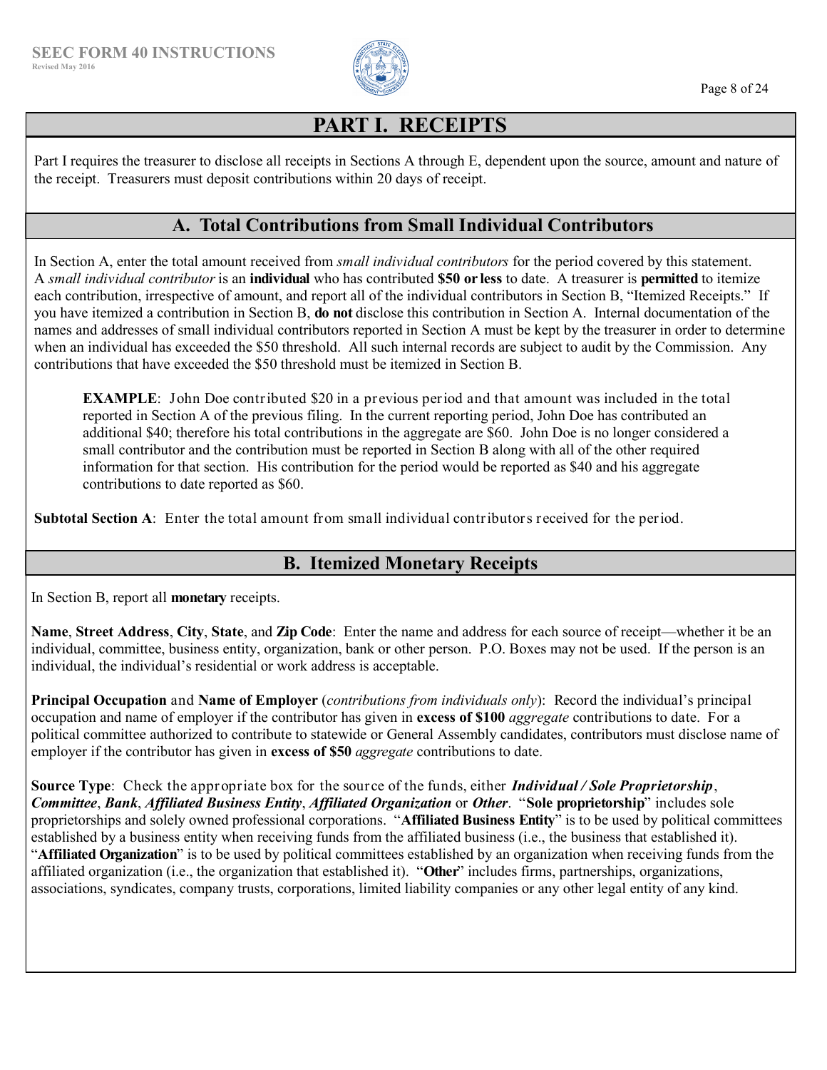# PART I. RECEIPTS

Part I requires the treasurer to disclose all receipts in Sections A through E, dependent upon the source, amount and nature of the receipt. Treasurers must deposit contributions within 20 days of receipt.

## A. Total Contributions from Small Individual Contributors

In Section A, enter the total amount received from *small individual contributors* for the period covered by this statement. A *small individual contributor* is an **individual** who has contributed **$50 or less** to date. A treasurer is **permitted** to itemize each contribution, irrespective of amount, and report all of the individual contributors in Section B, "Itemized Receipts." If you have itemized a contribution in Section B, **do not** disclose this contribution in Section A. Internal documentation of the names and addresses of small individual contributors reported in Section A must be kept by the treasurer in order to determine when an individual has exceeded the $50 threshold. All such internal records are subject to audit by the Commission. Any contributions that have exceeded the $50 threshold must be itemized in Section B.

> **EXAMPLE**: John Doe contributed $20 in a previous period and that amount was included in the total reported in Section A of the previous filing. In the current reporting period, John Doe has contributed an additional $40; therefore his total contributions in the aggregate are $60. John Doe is no longer considered a small contributor and the contribution must be reported in Section B along with all of the other required information for that section. His contribution for the period would be reported as $40 and his aggregate contributions to date reported as $60.

**Subtotal Section A**: Enter the total amount from small individual contributors received for the period.

## B. Itemized Monetary Receipts

In Section B, report all **monetary** receipts.

**Name**, **Street Address**, **City**, **State**, and **Zip Code**: Enter the name and address for each source of receipt—whether it be an individual, committee, business entity, organization, bank or other person. P.O. Boxes may not be used. If the person is an individual, the individual's residential or work address is acceptable.

**Principal Occupation** and **Name of Employer** (*contributions from individuals only*): Record the individual's principal occupation and name of employer if the contributor has given in **excess of $100** *aggregate* contributions to date. For a political committee authorized to contribute to statewide or General Assembly candidates, contributors must disclose name of employer if the contributor has given in **excess of $50** *aggregate* contributions to date.

**Source Type**: Check the appropriate box for the source of the funds, either ***Individual / Sole Proprietorship***, ***Committee***, ***Bank***, ***Affiliated Business Entity***, ***Affiliated Organization*** or ***Other***. "**Sole proprietorship**" includes sole proprietorships and solely owned professional corporations. "**Affiliated Business Entity**" is to be used by political committees established by a business entity when receiving funds from the affiliated business (i.e., the business that established it). "**Affiliated Organization**" is to be used by political committees established by an organization when receiving funds from the affiliated organization (i.e., the organization that established it). "**Other**" includes firms, partnerships, organizations, associations, syndicates, company trusts, corporations, limited liability companies or any other legal entity of any kind.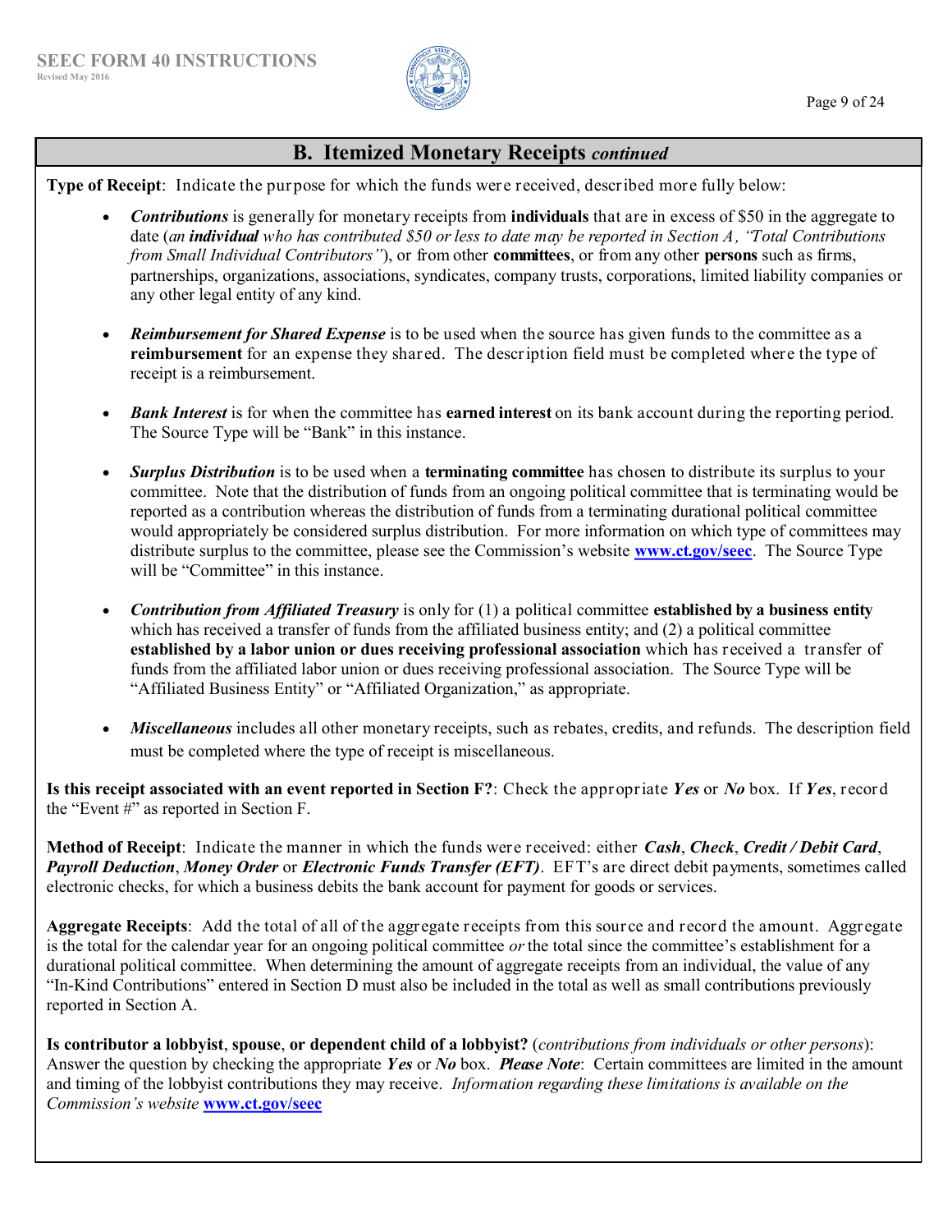## B. Itemized Monetary Receipts *continued*

**Type of Receipt**: Indicate the purpose for which the funds were received, described more fully below:

- ***Contributions*** is generally for monetary receipts from **individuals** that are in excess of $50 in the aggregate to date (*an **individual** who has contributed $50 or less to date may be reported in Section A, "Total Contributions from Small Individual Contributors"*), or from other **committees**, or from any other **persons** such as firms, partnerships, organizations, associations, syndicates, company trusts, corporations, limited liability companies or any other legal entity of any kind.

- ***Reimbursement for Shared Expense*** is to be used when the source has given funds to the committee as a **reimbursement** for an expense they shared. The description field must be completed where the type of receipt is a reimbursement.

- ***Bank Interest*** is for when the committee has **earned interest** on its bank account during the reporting period. The Source Type will be "Bank" in this instance.

- ***Surplus Distribution*** is to be used when a **terminating committee** has chosen to distribute its surplus to your committee. Note that the distribution of funds from an ongoing political committee that is terminating would be reported as a contribution whereas the distribution of funds from a terminating durational political committee would appropriately be considered surplus distribution. For more information on which type of committees may distribute surplus to the committee, please see the Commission's website **www.ct.gov/seec**. The Source Type will be "Committee" in this instance.

- ***Contribution from Affiliated Treasury*** is only for (1) a political committee **established by a business entity** which has received a transfer of funds from the affiliated business entity; and (2) a political committee **established by a labor union or dues receiving professional association** which has received a transfer of funds from the affiliated labor union or dues receiving professional association. The Source Type will be "Affiliated Business Entity" or "Affiliated Organization," as appropriate.

- ***Miscellaneous*** includes all other monetary receipts, such as rebates, credits, and refunds. The description field must be completed where the type of receipt is miscellaneous.

**Is this receipt associated with an event reported in Section F?**: Check the appropriate ***Yes*** or ***No*** box. If ***Yes***, record the "Event #" as reported in Section F.

**Method of Receipt**: Indicate the manner in which the funds were received: either ***Cash***, ***Check***, ***Credit / Debit Card***, ***Payroll Deduction***, ***Money Order*** or ***Electronic Funds Transfer (EFT)***. EFT's are direct debit payments, sometimes called electronic checks, for which a business debits the bank account for payment for goods or services.

**Aggregate Receipts**: Add the total of all of the aggregate receipts from this source and record the amount. Aggregate is the total for the calendar year for an ongoing political committee *or* the total since the committee's establishment for a durational political committee. When determining the amount of aggregate receipts from an individual, the value of any "In-Kind Contributions" entered in Section D must also be included in the total as well as small contributions previously reported in Section A.

**Is contributor a lobbyist, spouse, or dependent child of a lobbyist?** (*contributions from individuals or other persons*): Answer the question by checking the appropriate ***Yes*** or ***No*** box. ***Please Note***: Certain committees are limited in the amount and timing of the lobbyist contributions they may receive. *Information regarding these limitations is available on the Commission's website* **www.ct.gov/seec**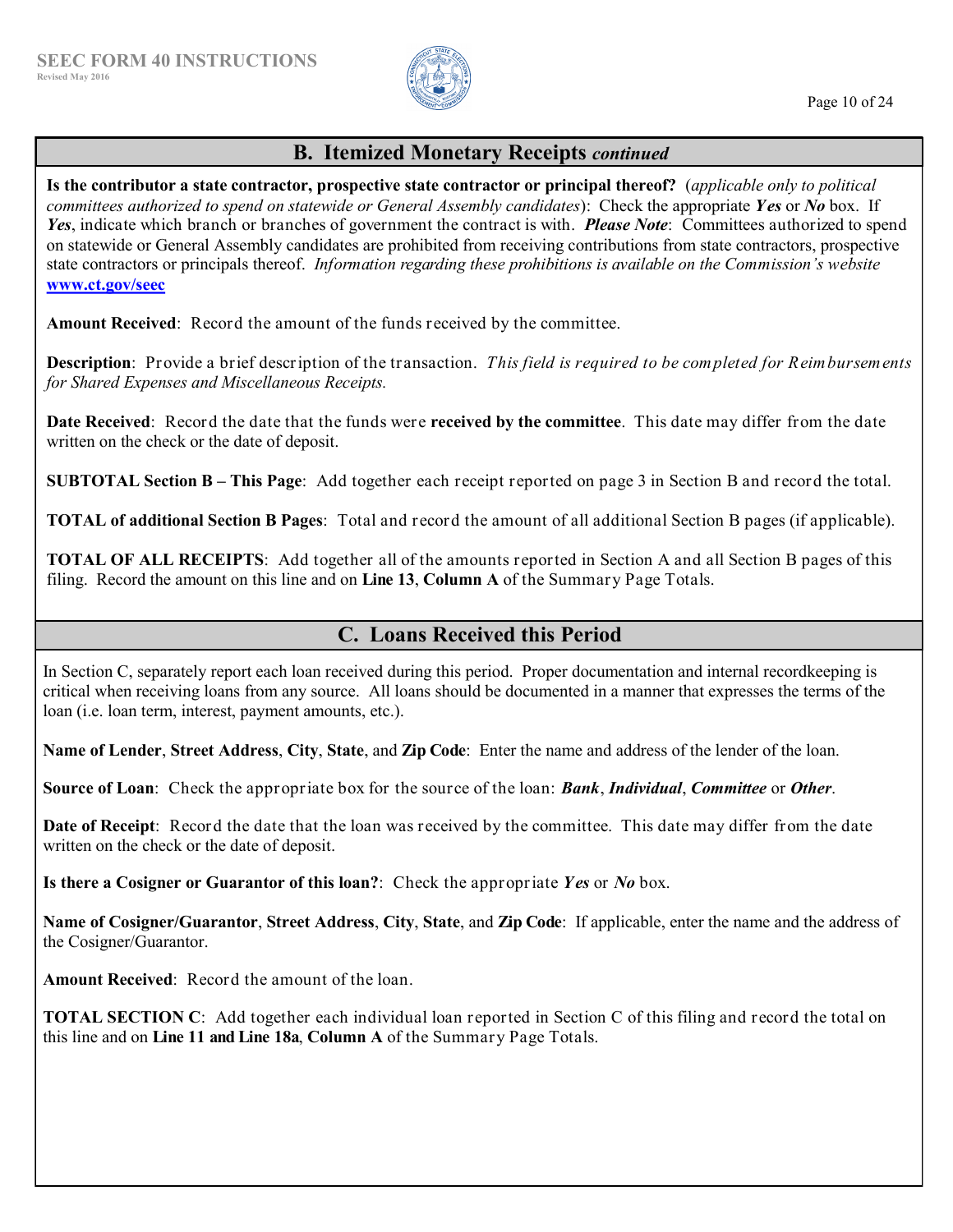## B. Itemized Monetary Receipts *continued*

**Is the contributor a state contractor, prospective state contractor or principal thereof?** (*applicable only to political committees authorized to spend on statewide or General Assembly candidates*): Check the appropriate ***Yes*** or ***No*** box. If ***Yes***, indicate which branch or branches of government the contract is with. ***Please Note***: Committees authorized to spend on statewide or General Assembly candidates are prohibited from receiving contributions from state contractors, prospective state contractors or principals thereof. *Information regarding these prohibitions is available on the Commission's website* **www.ct.gov/seec**

**Amount Received**: Record the amount of the funds received by the committee.

**Description**: Provide a brief description of the transaction. *This field is required to be completed for Reimbursements for Shared Expenses and Miscellaneous Receipts.*

**Date Received**: Record the date that the funds were **received by the committee**. This date may differ from the date written on the check or the date of deposit.

**SUBTOTAL Section B – This Page**: Add together each receipt reported on page 3 in Section B and record the total.

**TOTAL of additional Section B Pages**: Total and record the amount of all additional Section B pages (if applicable).

**TOTAL OF ALL RECEIPTS**: Add together all of the amounts reported in Section A and all Section B pages of this filing. Record the amount on this line and on **Line 13**, **Column A** of the Summary Page Totals.

## C. Loans Received this Period

In Section C, separately report each loan received during this period. Proper documentation and internal recordkeeping is critical when receiving loans from any source. All loans should be documented in a manner that expresses the terms of the loan (i.e. loan term, interest, payment amounts, etc.).

**Name of Lender**, **Street Address**, **City**, **State**, and **Zip Code**: Enter the name and address of the lender of the loan.

**Source of Loan**: Check the appropriate box for the source of the loan: ***Bank***, ***Individual***, ***Committee*** or ***Other***.

**Date of Receipt**: Record the date that the loan was received by the committee. This date may differ from the date written on the check or the date of deposit.

**Is there a Cosigner or Guarantor of this loan?**: Check the appropriate ***Yes*** or ***No*** box.

**Name of Cosigner/Guarantor**, **Street Address**, **City**, **State**, and **Zip Code**: If applicable, enter the name and the address of the Cosigner/Guarantor.

**Amount Received**: Record the amount of the loan.

**TOTAL SECTION C**: Add together each individual loan reported in Section C of this filing and record the total on this line and on **Line 11 and Line 18a**, **Column A** of the Summary Page Totals.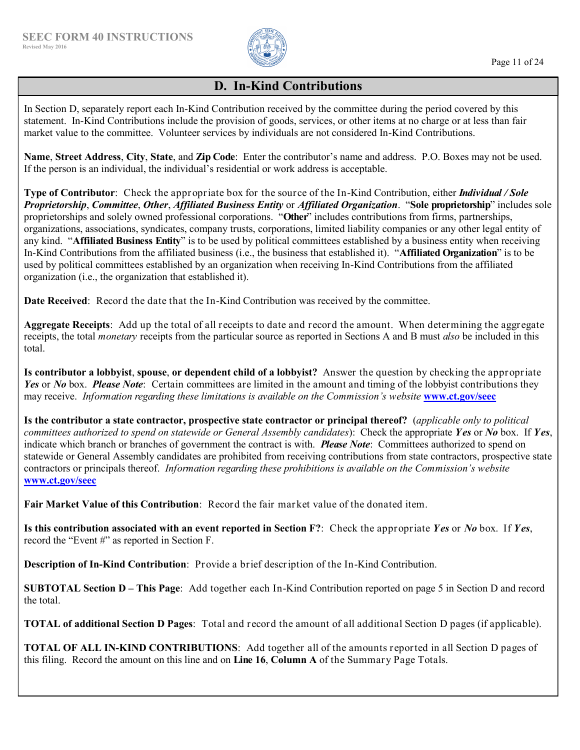## D. In-Kind Contributions

In Section D, separately report each In-Kind Contribution received by the committee during the period covered by this statement. In-Kind Contributions include the provision of goods, services, or other items at no charge or at less than fair market value to the committee. Volunteer services by individuals are not considered In-Kind Contributions.

**Name**, **Street Address**, **City**, **State**, and **Zip Code**: Enter the contributor's name and address. P.O. Boxes may not be used. If the person is an individual, the individual's residential or work address is acceptable.

**Type of Contributor**: Check the appropriate box for the source of the In-Kind Contribution, either ***Individual / Sole Proprietorship***, ***Committee***, ***Other***, ***Affiliated Business Entity*** or ***Affiliated Organization***. "**Sole proprietorship**" includes sole proprietorships and solely owned professional corporations. "**Other**" includes contributions from firms, partnerships, organizations, associations, syndicates, company trusts, corporations, limited liability companies or any other legal entity of any kind. "**Affiliated Business Entity**" is to be used by political committees established by a business entity when receiving In-Kind Contributions from the affiliated business (i.e., the business that established it). "**Affiliated Organization**" is to be used by political committees established by an organization when receiving In-Kind Contributions from the affiliated organization (i.e., the organization that established it).

**Date Received**: Record the date that the In-Kind Contribution was received by the committee.

**Aggregate Receipts**: Add up the total of all receipts to date and record the amount. When determining the aggregate receipts, the total *monetary* receipts from the particular source as reported in Sections A and B must *also* be included in this total.

**Is contributor a lobbyist**, **spouse**, **or dependent child of a lobbyist?** Answer the question by checking the appropriate ***Yes*** or ***No*** box. ***Please Note***: Certain committees are limited in the amount and timing of the lobbyist contributions they may receive. *Information regarding these limitations is available on the Commission's website* **www.ct.gov/seec**

**Is the contributor a state contractor, prospective state contractor or principal thereof?** (*applicable only to political committees authorized to spend on statewide or General Assembly candidates*): Check the appropriate ***Yes*** or ***No*** box. If ***Yes***, indicate which branch or branches of government the contract is with. ***Please Note***: Committees authorized to spend on statewide or General Assembly candidates are prohibited from receiving contributions from state contractors, prospective state contractors or principals thereof. *Information regarding these prohibitions is available on the Commission's website* **www.ct.gov/seec**

**Fair Market Value of this Contribution**: Record the fair market value of the donated item.

**Is this contribution associated with an event reported in Section F?**: Check the appropriate ***Yes*** or ***No*** box. If ***Yes***, record the "Event #" as reported in Section F.

**Description of In-Kind Contribution**: Provide a brief description of the In-Kind Contribution.

**SUBTOTAL Section D – This Page**: Add together each In-Kind Contribution reported on page 5 in Section D and record the total.

**TOTAL of additional Section D Pages**: Total and record the amount of all additional Section D pages (if applicable).

**TOTAL OF ALL IN-KIND CONTRIBUTIONS**: Add together all of the amounts reported in all Section D pages of this filing. Record the amount on this line and on **Line 16**, **Column A** of the Summary Page Totals.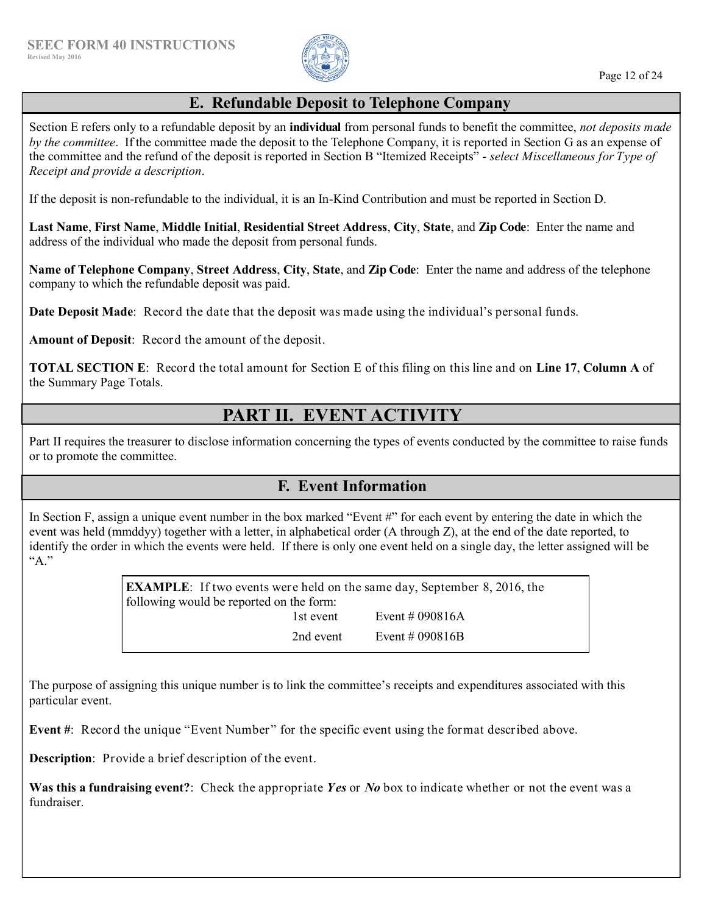## E. Refundable Deposit to Telephone Company

Section E refers only to a refundable deposit by an **individual** from personal funds to benefit the committee, *not deposits made by the committee*. If the committee made the deposit to the Telephone Company, it is reported in Section G as an expense of the committee and the refund of the deposit is reported in Section B "Itemized Receipts" - *select Miscellaneous for Type of Receipt and provide a description*.

If the deposit is non-refundable to the individual, it is an In-Kind Contribution and must be reported in Section D.

**Last Name**, **First Name**, **Middle Initial**, **Residential Street Address**, **City**, **State**, and **Zip Code**: Enter the name and address of the individual who made the deposit from personal funds.

**Name of Telephone Company**, **Street Address**, **City**, **State**, and **Zip Code**: Enter the name and address of the telephone company to which the refundable deposit was paid.

**Date Deposit Made**: Record the date that the deposit was made using the individual's personal funds.

**Amount of Deposit**: Record the amount of the deposit.

**TOTAL SECTION E**: Record the total amount for Section E of this filing on this line and on **Line 17**, **Column A** of the Summary Page Totals.

# PART II. EVENT ACTIVITY

Part II requires the treasurer to disclose information concerning the types of events conducted by the committee to raise funds or to promote the committee.

## F. Event Information

In Section F, assign a unique event number in the box marked "Event #" for each event by entering the date in which the event was held (mmddyy) together with a letter, in alphabetical order (A through Z), at the end of the date reported, to identify the order in which the events were held. If there is only one event held on a single day, the letter assigned will be "A."

> **EXAMPLE**: If two events were held on the same day, September 8, 2016, the following would be reported on the form:
>
> 1st event Event # 090816A
>
> 2nd event Event # 090816B

The purpose of assigning this unique number is to link the committee's receipts and expenditures associated with this particular event.

**Event #**: Record the unique "Event Number" for the specific event using the format described above.

**Description**: Provide a brief description of the event.

**Was this a fundraising event?**: Check the appropriate ***Yes*** or ***No*** box to indicate whether or not the event was a fundraiser.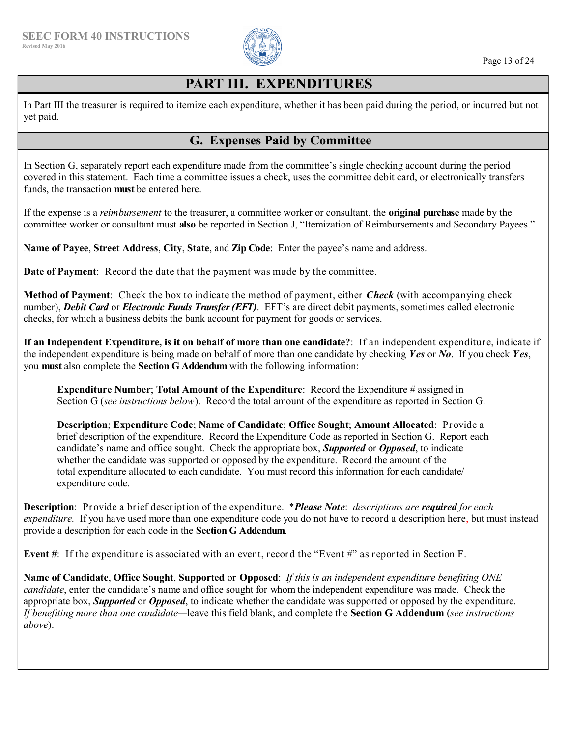# PART III. EXPENDITURES

In Part III the treasurer is required to itemize each expenditure, whether it has been paid during the period, or incurred but not yet paid.

## G. Expenses Paid by Committee

In Section G, separately report each expenditure made from the committee's single checking account during the period covered in this statement. Each time a committee issues a check, uses the committee debit card, or electronically transfers funds, the transaction **must** be entered here.

If the expense is a *reimbursement* to the treasurer, a committee worker or consultant, the **original purchase** made by the committee worker or consultant must **also** be reported in Section J, "Itemization of Reimbursements and Secondary Payees."

**Name of Payee**, **Street Address**, **City**, **State**, and **Zip Code**: Enter the payee's name and address.

**Date of Payment**: Record the date that the payment was made by the committee.

**Method of Payment**: Check the box to indicate the method of payment, either ***Check*** (with accompanying check number), ***Debit Card*** or ***Electronic Funds Transfer (EFT)***. EFT's are direct debit payments, sometimes called electronic checks, for which a business debits the bank account for payment for goods or services.

**If an Independent Expenditure, is it on behalf of more than one candidate?**: If an independent expenditure, indicate if the independent expenditure is being made on behalf of more than one candidate by checking ***Yes*** or ***No***. If you check ***Yes***, you **must** also complete the **Section G Addendum** with the following information:

> **Expenditure Number**; **Total Amount of the Expenditure**: Record the Expenditure # assigned in Section G (*see instructions below*). Record the total amount of the expenditure as reported in Section G.
>
> **Description**; **Expenditure Code**; **Name of Candidate**; **Office Sought**; **Amount Allocated**: Provide a brief description of the expenditure. Record the Expenditure Code as reported in Section G. Report each candidate's name and office sought. Check the appropriate box, ***Supported*** or ***Opposed***, to indicate whether the candidate was supported or opposed by the expenditure. Record the amount of the total expenditure allocated to each candidate. You must record this information for each candidate/ expenditure code.

**Description**: Provide a brief description of the expenditure. \****Please Note***: *descriptions are **required** for each expenditure.* If you have used more than one expenditure code you do not have to record a description here, but must instead provide a description for each code in the **Section G Addendum**.

**Event #**: If the expenditure is associated with an event, record the "Event #" as reported in Section F.

**Name of Candidate**, **Office Sought**, **Supported** or **Opposed**: *If this is an independent expenditure benefiting ONE candidate*, enter the candidate's name and office sought for whom the independent expenditure was made. Check the appropriate box, ***Supported*** or ***Opposed***, to indicate whether the candidate was supported or opposed by the expenditure. *If benefiting more than one candidate*—leave this field blank, and complete the **Section G Addendum** (*see instructions above*).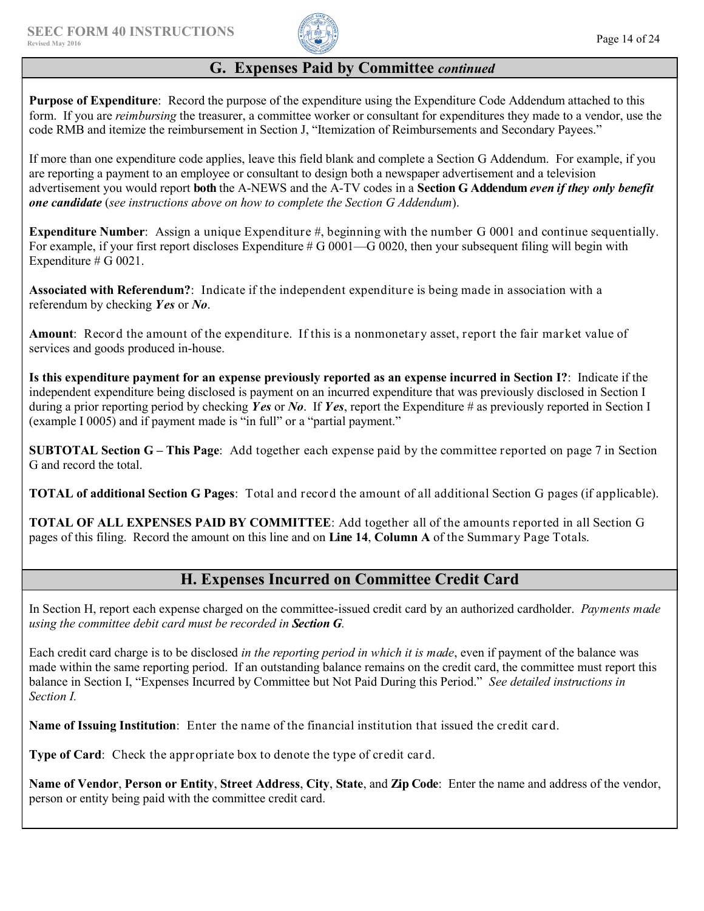## G. Expenses Paid by Committee *continued*

**Purpose of Expenditure**: Record the purpose of the expenditure using the Expenditure Code Addendum attached to this form. If you are *reimbursing* the treasurer, a committee worker or consultant for expenditures they made to a vendor, use the code RMB and itemize the reimbursement in Section J, "Itemization of Reimbursements and Secondary Payees."

If more than one expenditure code applies, leave this field blank and complete a Section G Addendum. For example, if you are reporting a payment to an employee or consultant to design both a newspaper advertisement and a television advertisement you would report **both** the A-NEWS and the A-TV codes in a **Section G Addendum** ***even if they only benefit one candidate*** (*see instructions above on how to complete the Section G Addendum*).

**Expenditure Number**: Assign a unique Expenditure #, beginning with the number G 0001 and continue sequentially. For example, if your first report discloses Expenditure # G 0001—G 0020, then your subsequent filing will begin with Expenditure # G 0021.

**Associated with Referendum?**: Indicate if the independent expenditure is being made in association with a referendum by checking ***Yes*** or ***No***.

**Amount**: Record the amount of the expenditure. If this is a nonmonetary asset, report the fair market value of services and goods produced in-house.

**Is this expenditure payment for an expense previously reported as an expense incurred in Section I?**: Indicate if the independent expenditure being disclosed is payment on an incurred expenditure that was previously disclosed in Section I during a prior reporting period by checking ***Yes*** or ***No***. If ***Yes***, report the Expenditure # as previously reported in Section I (example I 0005) and if payment made is "in full" or a "partial payment."

**SUBTOTAL Section G – This Page**: Add together each expense paid by the committee reported on page 7 in Section G and record the total.

**TOTAL of additional Section G Pages**: Total and record the amount of all additional Section G pages (if applicable).

**TOTAL OF ALL EXPENSES PAID BY COMMITTEE**: Add together all of the amounts reported in all Section G pages of this filing. Record the amount on this line and on **Line 14**, **Column A** of the Summary Page Totals.

## H. Expenses Incurred on Committee Credit Card

In Section H, report each expense charged on the committee-issued credit card by an authorized cardholder. *Payments made using the committee debit card must be recorded in **Section G**.*

Each credit card charge is to be disclosed *in the reporting period in which it is made*, even if payment of the balance was made within the same reporting period. If an outstanding balance remains on the credit card, the committee must report this balance in Section I, "Expenses Incurred by Committee but Not Paid During this Period." *See detailed instructions in Section I.*

**Name of Issuing Institution**: Enter the name of the financial institution that issued the credit card.

**Type of Card**: Check the appropriate box to denote the type of credit card.

**Name of Vendor**, **Person or Entity**, **Street Address**, **City**, **State**, and **Zip Code**: Enter the name and address of the vendor, person or entity being paid with the committee credit card.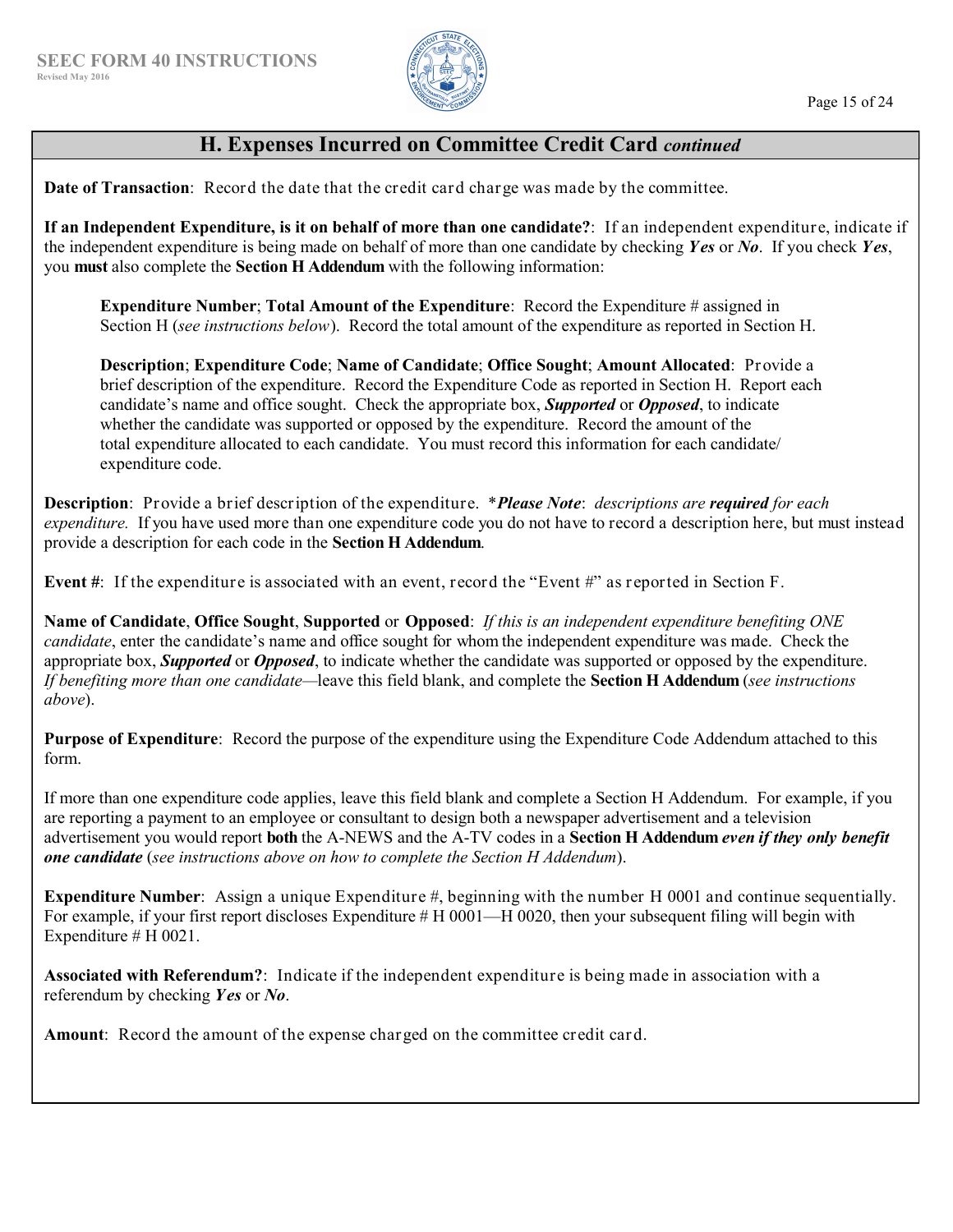## H. Expenses Incurred on Committee Credit Card *continued*

**Date of Transaction**: Record the date that the credit card charge was made by the committee.

**If an Independent Expenditure, is it on behalf of more than one candidate?**: If an independent expenditure, indicate if the independent expenditure is being made on behalf of more than one candidate by checking ***Yes*** or ***No***. If you check ***Yes***, you **must** also complete the **Section H Addendum** with the following information:

> **Expenditure Number**; **Total Amount of the Expenditure**: Record the Expenditure # assigned in Section H (*see instructions below*). Record the total amount of the expenditure as reported in Section H.
>
> **Description**; **Expenditure Code**; **Name of Candidate**; **Office Sought**; **Amount Allocated**: Provide a brief description of the expenditure. Record the Expenditure Code as reported in Section H. Report each candidate's name and office sought. Check the appropriate box, ***Supported*** or ***Opposed***, to indicate whether the candidate was supported or opposed by the expenditure. Record the amount of the total expenditure allocated to each candidate. You must record this information for each candidate/ expenditure code.

**Description**: Provide a brief description of the expenditure. **Please Note*: *descriptions are **required** for each expenditure.* If you have used more than one expenditure code you do not have to record a description here, but must instead provide a description for each code in the **Section H Addendum**.

**Event #**: If the expenditure is associated with an event, record the "Event #" as reported in Section F.

**Name of Candidate**, **Office Sought**, **Supported** or **Opposed**: *If this is an independent expenditure benefiting ONE candidate*, enter the candidate's name and office sought for whom the independent expenditure was made. Check the appropriate box, ***Supported*** or ***Opposed***, to indicate whether the candidate was supported or opposed by the expenditure. *If benefiting more than one candidate*—leave this field blank, and complete the **Section H Addendum** (*see instructions above*).

**Purpose of Expenditure**: Record the purpose of the expenditure using the Expenditure Code Addendum attached to this form.

If more than one expenditure code applies, leave this field blank and complete a Section H Addendum. For example, if you are reporting a payment to an employee or consultant to design both a newspaper advertisement and a television advertisement you would report **both** the A-NEWS and the A-TV codes in a **Section H Addendum *even if they only benefit one candidate*** (*see instructions above on how to complete the Section H Addendum*).

**Expenditure Number**: Assign a unique Expenditure #, beginning with the number H 0001 and continue sequentially. For example, if your first report discloses Expenditure # H 0001—H 0020, then your subsequent filing will begin with Expenditure # H 0021.

**Associated with Referendum?**: Indicate if the independent expenditure is being made in association with a referendum by checking ***Yes*** or ***No***.

**Amount**: Record the amount of the expense charged on the committee credit card.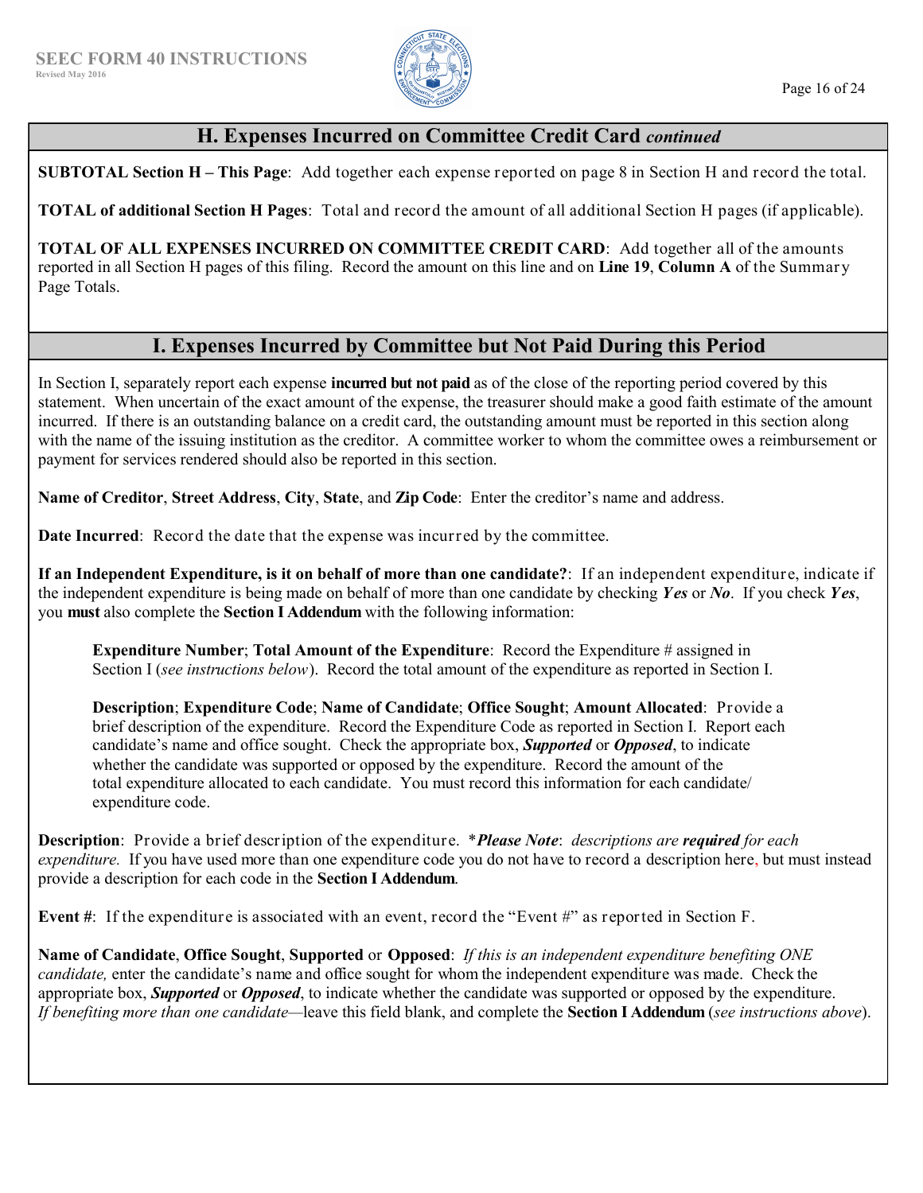## H. Expenses Incurred on Committee Credit Card *continued*

**SUBTOTAL Section H – This Page**: Add together each expense reported on page 8 in Section H and record the total.

**TOTAL of additional Section H Pages**: Total and record the amount of all additional Section H pages (if applicable).

**TOTAL OF ALL EXPENSES INCURRED ON COMMITTEE CREDIT CARD**: Add together all of the amounts reported in all Section H pages of this filing. Record the amount on this line and on **Line 19**, **Column A** of the Summary Page Totals.

## I. Expenses Incurred by Committee but Not Paid During this Period

In Section I, separately report each expense **incurred but not paid** as of the close of the reporting period covered by this statement. When uncertain of the exact amount of the expense, the treasurer should make a good faith estimate of the amount incurred. If there is an outstanding balance on a credit card, the outstanding amount must be reported in this section along with the name of the issuing institution as the creditor. A committee worker to whom the committee owes a reimbursement or payment for services rendered should also be reported in this section.

**Name of Creditor**, **Street Address**, **City**, **State**, and **Zip Code**: Enter the creditor's name and address.

**Date Incurred**: Record the date that the expense was incurred by the committee.

**If an Independent Expenditure, is it on behalf of more than one candidate?**: If an independent expenditure, indicate if the independent expenditure is being made on behalf of more than one candidate by checking ***Yes*** or ***No***. If you check ***Yes***, you **must** also complete the **Section I Addendum** with the following information:

> **Expenditure Number**; **Total Amount of the Expenditure**: Record the Expenditure # assigned in Section I (*see instructions below*). Record the total amount of the expenditure as reported in Section I.
>
> **Description**; **Expenditure Code**; **Name of Candidate**; **Office Sought**; **Amount Allocated**: Provide a brief description of the expenditure. Record the Expenditure Code as reported in Section I. Report each candidate's name and office sought. Check the appropriate box, ***Supported*** or ***Opposed***, to indicate whether the candidate was supported or opposed by the expenditure. Record the amount of the total expenditure allocated to each candidate. You must record this information for each candidate/ expenditure code.

**Description**: Provide a brief description of the expenditure. *\****Please Note***: descriptions are **required** for each expenditure.* If you have used more than one expenditure code you do not have to record a description here, but must instead provide a description for each code in the **Section I Addendum**.

**Event #**: If the expenditure is associated with an event, record the "Event #" as reported in Section F.

**Name of Candidate**, **Office Sought**, **Supported** or **Opposed**: *If this is an independent expenditure benefiting ONE candidate,* enter the candidate's name and office sought for whom the independent expenditure was made. Check the appropriate box, ***Supported*** or ***Opposed***, to indicate whether the candidate was supported or opposed by the expenditure. *If benefiting more than one candidate*—leave this field blank, and complete the **Section I Addendum** (*see instructions above*).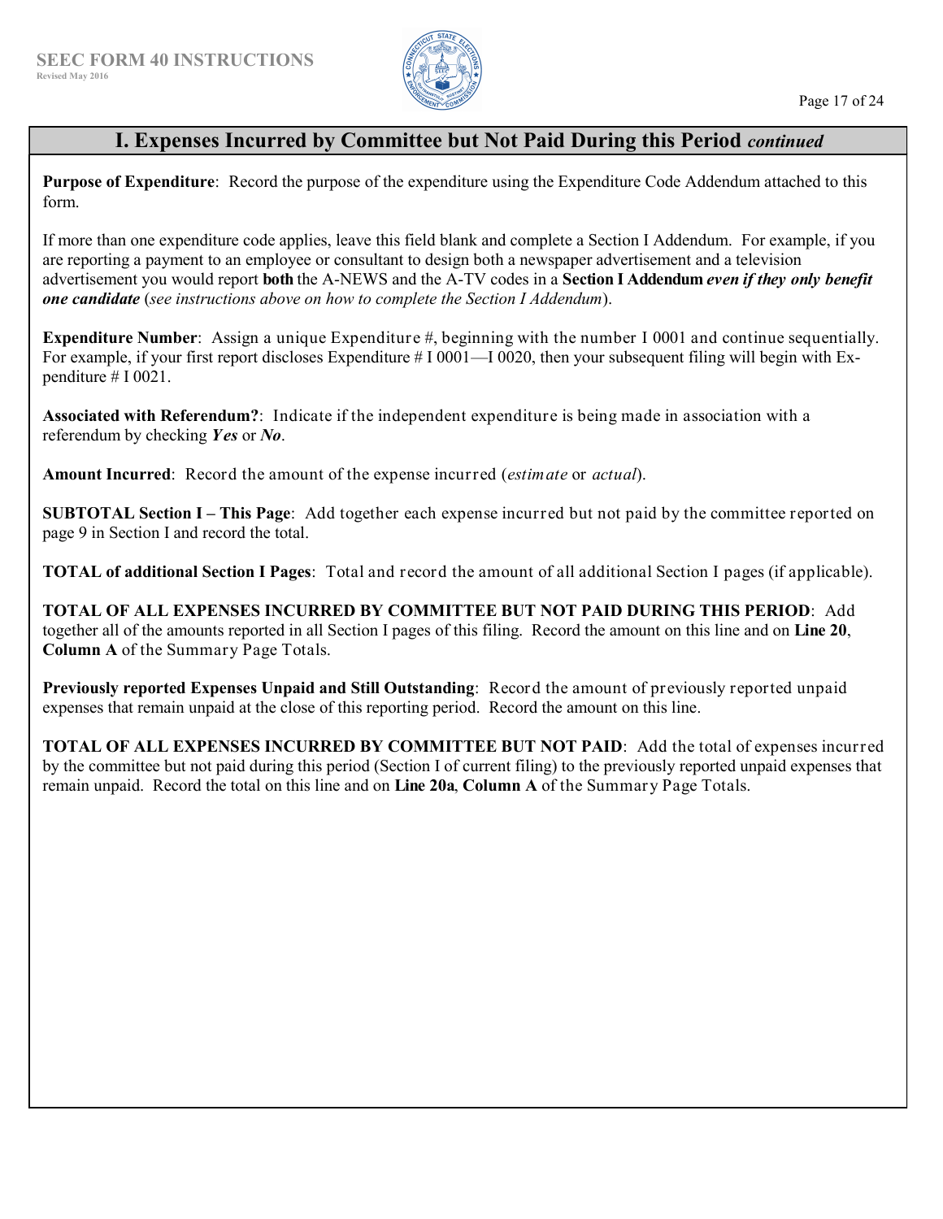## I. Expenses Incurred by Committee but Not Paid During this Period *continued*

**Purpose of Expenditure**: Record the purpose of the expenditure using the Expenditure Code Addendum attached to this form.

If more than one expenditure code applies, leave this field blank and complete a Section I Addendum. For example, if you are reporting a payment to an employee or consultant to design both a newspaper advertisement and a television advertisement you would report **both** the A-NEWS and the A-TV codes in a **Section I Addendum** ***even if they only benefit one candidate*** (*see instructions above on how to complete the Section I Addendum*).

**Expenditure Number**: Assign a unique Expenditure #, beginning with the number I 0001 and continue sequentially. For example, if your first report discloses Expenditure # I 0001—I 0020, then your subsequent filing will begin with Expenditure # I 0021.

**Associated with Referendum?**: Indicate if the independent expenditure is being made in association with a referendum by checking ***Yes*** or ***No***.

**Amount Incurred**: Record the amount of the expense incurred (*estimate* or *actual*).

**SUBTOTAL Section I – This Page**: Add together each expense incurred but not paid by the committee reported on page 9 in Section I and record the total.

**TOTAL of additional Section I Pages**: Total and record the amount of all additional Section I pages (if applicable).

**TOTAL OF ALL EXPENSES INCURRED BY COMMITTEE BUT NOT PAID DURING THIS PERIOD**: Add together all of the amounts reported in all Section I pages of this filing. Record the amount on this line and on **Line 20**, **Column A** of the Summary Page Totals.

**Previously reported Expenses Unpaid and Still Outstanding**: Record the amount of previously reported unpaid expenses that remain unpaid at the close of this reporting period. Record the amount on this line.

**TOTAL OF ALL EXPENSES INCURRED BY COMMITTEE BUT NOT PAID**: Add the total of expenses incurred by the committee but not paid during this period (Section I of current filing) to the previously reported unpaid expenses that remain unpaid. Record the total on this line and on **Line 20a**, **Column A** of the Summary Page Totals.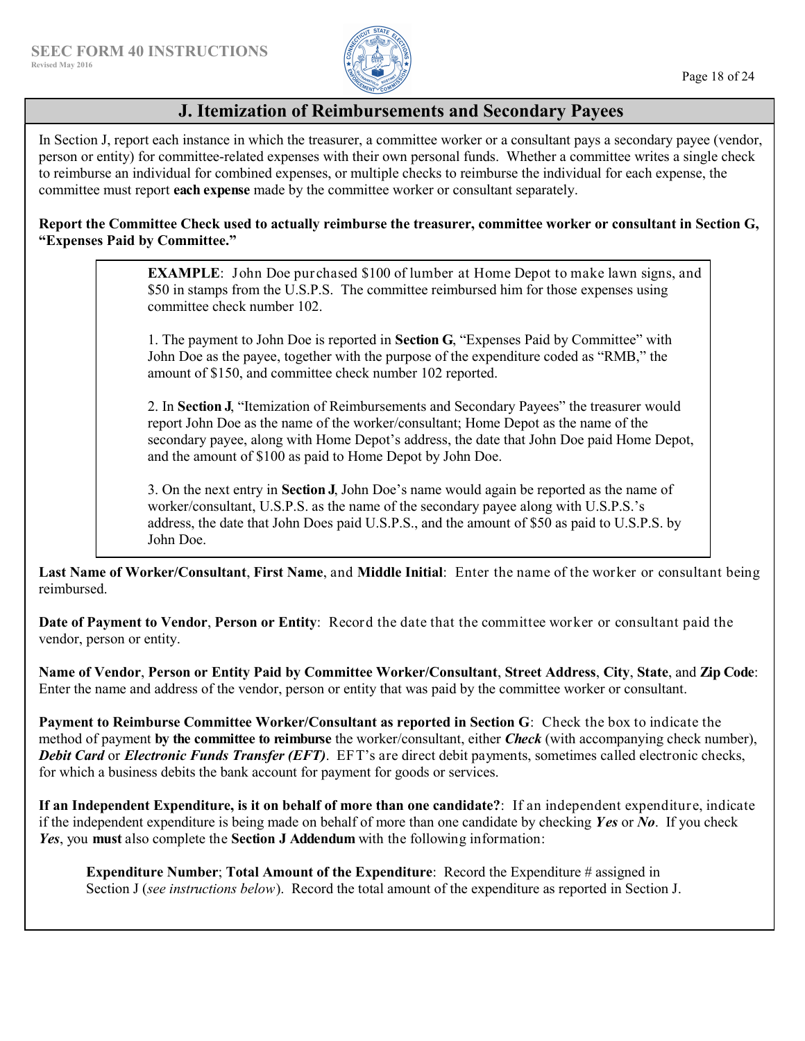## J. Itemization of Reimbursements and Secondary Payees

In Section J, report each instance in which the treasurer, a committee worker or a consultant pays a secondary payee (vendor, person or entity) for committee-related expenses with their own personal funds. Whether a committee writes a single check to reimburse an individual for combined expenses, or multiple checks to reimburse the individual for each expense, the committee must report **each expense** made by the committee worker or consultant separately.

**Report the Committee Check used to actually reimburse the treasurer, committee worker or consultant in Section G, "Expenses Paid by Committee."**

> **EXAMPLE**: John Doe purchased $100 of lumber at Home Depot to make lawn signs, and $50 in stamps from the U.S.P.S. The committee reimbursed him for those expenses using committee check number 102.
>
> 1. The payment to John Doe is reported in **Section G**, "Expenses Paid by Committee" with John Doe as the payee, together with the purpose of the expenditure coded as "RMB," the amount of $150, and committee check number 102 reported.
>
> 2. In **Section J**, "Itemization of Reimbursements and Secondary Payees" the treasurer would report John Doe as the name of the worker/consultant; Home Depot as the name of the secondary payee, along with Home Depot's address, the date that John Doe paid Home Depot, and the amount of $100 as paid to Home Depot by John Doe.
>
> 3. On the next entry in **Section J**, John Doe's name would again be reported as the name of worker/consultant, U.S.P.S. as the name of the secondary payee along with U.S.P.S.'s address, the date that John Does paid U.S.P.S., and the amount of $50 as paid to U.S.P.S. by John Doe.

**Last Name of Worker/Consultant**, **First Name**, and **Middle Initial**: Enter the name of the worker or consultant being reimbursed.

**Date of Payment to Vendor**, **Person or Entity**: Record the date that the committee worker or consultant paid the vendor, person or entity.

**Name of Vendor**, **Person or Entity Paid by Committee Worker/Consultant**, **Street Address**, **City**, **State**, and **Zip Code**: Enter the name and address of the vendor, person or entity that was paid by the committee worker or consultant.

**Payment to Reimburse Committee Worker/Consultant as reported in Section G**: Check the box to indicate the method of payment **by the committee to reimburse** the worker/consultant, either ***Check*** (with accompanying check number), ***Debit Card*** or ***Electronic Funds Transfer (EFT)***. EFT's are direct debit payments, sometimes called electronic checks, for which a business debits the bank account for payment for goods or services.

**If an Independent Expenditure, is it on behalf of more than one candidate?**: If an independent expenditure, indicate if the independent expenditure is being made on behalf of more than one candidate by checking ***Yes*** or ***No***. If you check ***Yes***, you **must** also complete the **Section J Addendum** with the following information:

> **Expenditure Number**; **Total Amount of the Expenditure**: Record the Expenditure # assigned in Section J (*see instructions below*). Record the total amount of the expenditure as reported in Section J.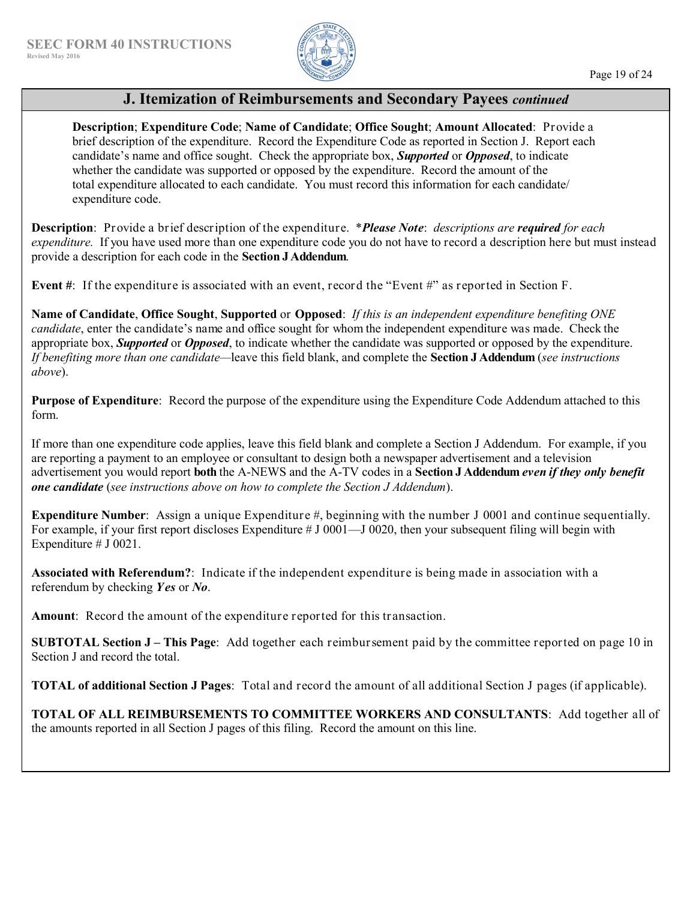## J. Itemization of Reimbursements and Secondary Payees *continued*

**Description**; **Expenditure Code**; **Name of Candidate**; **Office Sought**; **Amount Allocated**: Provide a brief description of the expenditure. Record the Expenditure Code as reported in Section J. Report each candidate's name and office sought. Check the appropriate box, ***Supported*** or ***Opposed***, to indicate whether the candidate was supported or opposed by the expenditure. Record the amount of the total expenditure allocated to each candidate. You must record this information for each candidate/ expenditure code.

**Description**: Provide a brief description of the expenditure. \****Please Note***: *descriptions are **required** for each expenditure.* If you have used more than one expenditure code you do not have to record a description here but must instead provide a description for each code in the **Section J Addendum**.

**Event #**: If the expenditure is associated with an event, record the "Event #" as reported in Section F.

**Name of Candidate**, **Office Sought**, **Supported** or **Opposed**: *If this is an independent expenditure benefiting ONE candidate*, enter the candidate's name and office sought for whom the independent expenditure was made. Check the appropriate box, ***Supported*** or ***Opposed***, to indicate whether the candidate was supported or opposed by the expenditure. *If benefiting more than one candidate*—leave this field blank, and complete the **Section J Addendum** (*see instructions above*).

**Purpose of Expenditure**: Record the purpose of the expenditure using the Expenditure Code Addendum attached to this form.

If more than one expenditure code applies, leave this field blank and complete a Section J Addendum. For example, if you are reporting a payment to an employee or consultant to design both a newspaper advertisement and a television advertisement you would report **both** the A-NEWS and the A-TV codes in a **Section J Addendum** ***even if they only benefit one candidate*** (*see instructions above on how to complete the Section J Addendum*).

**Expenditure Number**: Assign a unique Expenditure #, beginning with the number J 0001 and continue sequentially. For example, if your first report discloses Expenditure # J 0001—J 0020, then your subsequent filing will begin with Expenditure # J 0021.

**Associated with Referendum?**: Indicate if the independent expenditure is being made in association with a referendum by checking ***Yes*** or ***No***.

**Amount**: Record the amount of the expenditure reported for this transaction.

**SUBTOTAL Section J – This Page**: Add together each reimbursement paid by the committee reported on page 10 in Section J and record the total.

**TOTAL of additional Section J Pages**: Total and record the amount of all additional Section J pages (if applicable).

**TOTAL OF ALL REIMBURSEMENTS TO COMMITTEE WORKERS AND CONSULTANTS**: Add together all of the amounts reported in all Section J pages of this filing. Record the amount on this line.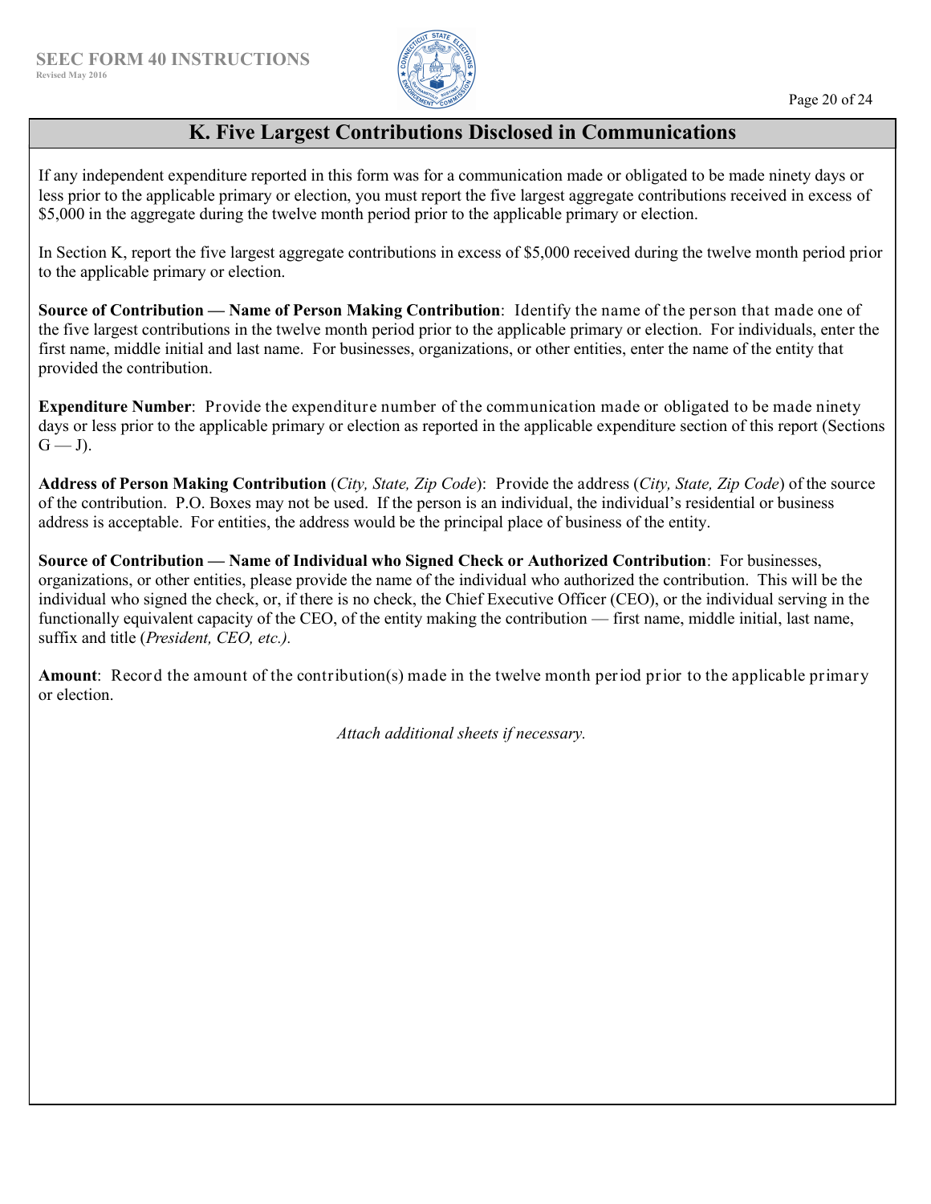## K. Five Largest Contributions Disclosed in Communications

If any independent expenditure reported in this form was for a communication made or obligated to be made ninety days or less prior to the applicable primary or election, you must report the five largest aggregate contributions received in excess of $5,000 in the aggregate during the twelve month period prior to the applicable primary or election.

In Section K, report the five largest aggregate contributions in excess of $5,000 received during the twelve month period prior to the applicable primary or election.

**Source of Contribution — Name of Person Making Contribution**: Identify the name of the person that made one of the five largest contributions in the twelve month period prior to the applicable primary or election. For individuals, enter the first name, middle initial and last name. For businesses, organizations, or other entities, enter the name of the entity that provided the contribution.

**Expenditure Number**: Provide the expenditure number of the communication made or obligated to be made ninety days or less prior to the applicable primary or election as reported in the applicable expenditure section of this report (Sections G — J).

**Address of Person Making Contribution** (*City, State, Zip Code*): Provide the address (*City, State, Zip Code*) of the source of the contribution. P.O. Boxes may not be used. If the person is an individual, the individual's residential or business address is acceptable. For entities, the address would be the principal place of business of the entity.

**Source of Contribution — Name of Individual who Signed Check or Authorized Contribution**: For businesses, organizations, or other entities, please provide the name of the individual who authorized the contribution. This will be the individual who signed the check, or, if there is no check, the Chief Executive Officer (CEO), or the individual serving in the functionally equivalent capacity of the CEO, of the entity making the contribution — first name, middle initial, last name, suffix and title (*President, CEO, etc.).*

**Amount**: Record the amount of the contribution(s) made in the twelve month period prior to the applicable primary or election.

*Attach additional sheets if necessary.*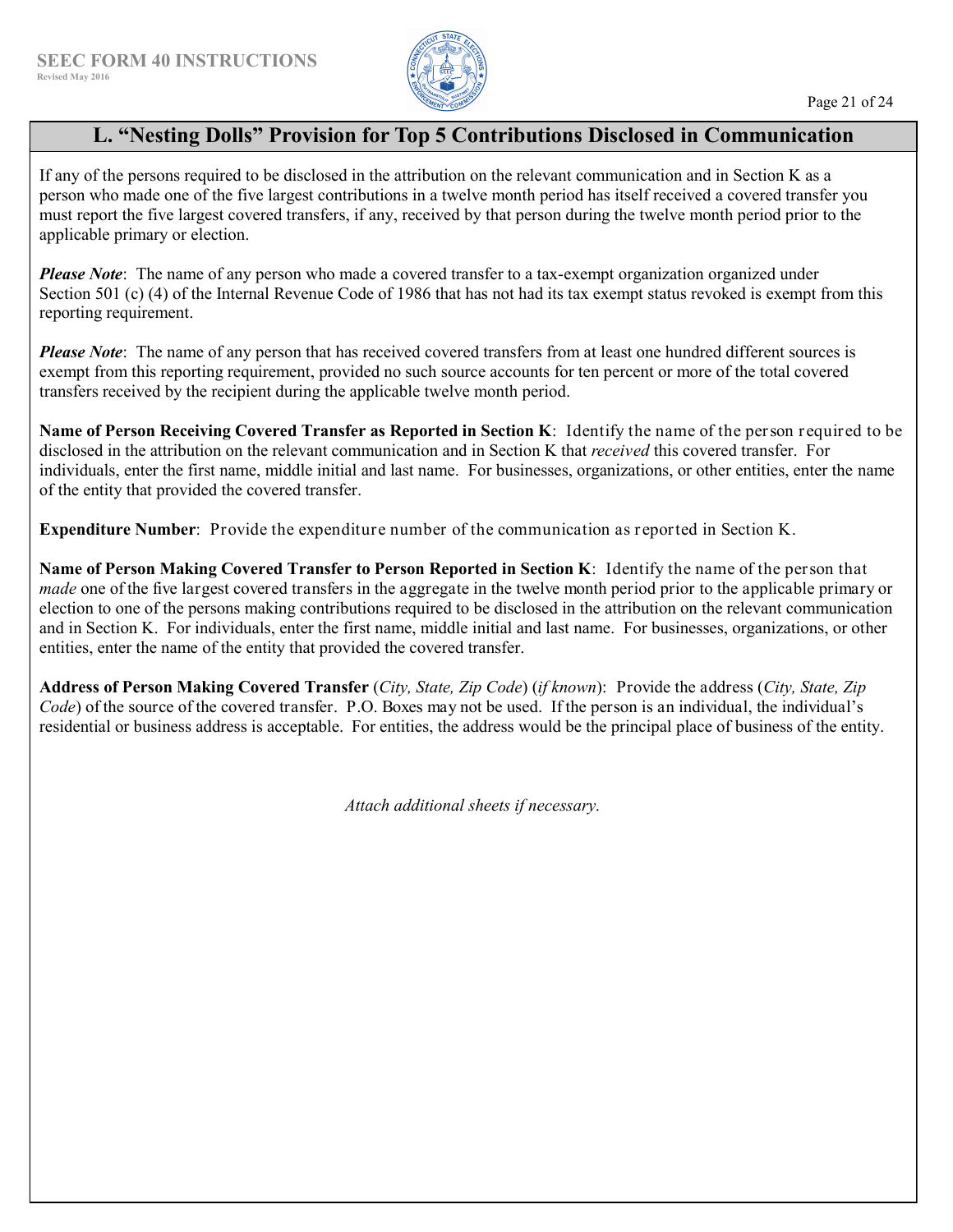## L. "Nesting Dolls" Provision for Top 5 Contributions Disclosed in Communication

If any of the persons required to be disclosed in the attribution on the relevant communication and in Section K as a person who made one of the five largest contributions in a twelve month period has itself received a covered transfer you must report the five largest covered transfers, if any, received by that person during the twelve month period prior to the applicable primary or election.

***Please Note***: The name of any person who made a covered transfer to a tax-exempt organization organized under Section 501 (c) (4) of the Internal Revenue Code of 1986 that has not had its tax exempt status revoked is exempt from this reporting requirement.

***Please Note***: The name of any person that has received covered transfers from at least one hundred different sources is exempt from this reporting requirement, provided no such source accounts for ten percent or more of the total covered transfers received by the recipient during the applicable twelve month period.

**Name of Person Receiving Covered Transfer as Reported in Section K**: Identify the name of the person required to be disclosed in the attribution on the relevant communication and in Section K that *received* this covered transfer. For individuals, enter the first name, middle initial and last name. For businesses, organizations, or other entities, enter the name of the entity that provided the covered transfer.

**Expenditure Number**: Provide the expenditure number of the communication as reported in Section K.

**Name of Person Making Covered Transfer to Person Reported in Section K**: Identify the name of the person that *made* one of the five largest covered transfers in the aggregate in the twelve month period prior to the applicable primary or election to one of the persons making contributions required to be disclosed in the attribution on the relevant communication and in Section K. For individuals, enter the first name, middle initial and last name. For businesses, organizations, or other entities, enter the name of the entity that provided the covered transfer.

**Address of Person Making Covered Transfer** (*City, State, Zip Code*) (*if known*): Provide the address (*City, State, Zip Code*) of the source of the covered transfer. P.O. Boxes may not be used. If the person is an individual, the individual's residential or business address is acceptable. For entities, the address would be the principal place of business of the entity.

*Attach additional sheets if necessary.*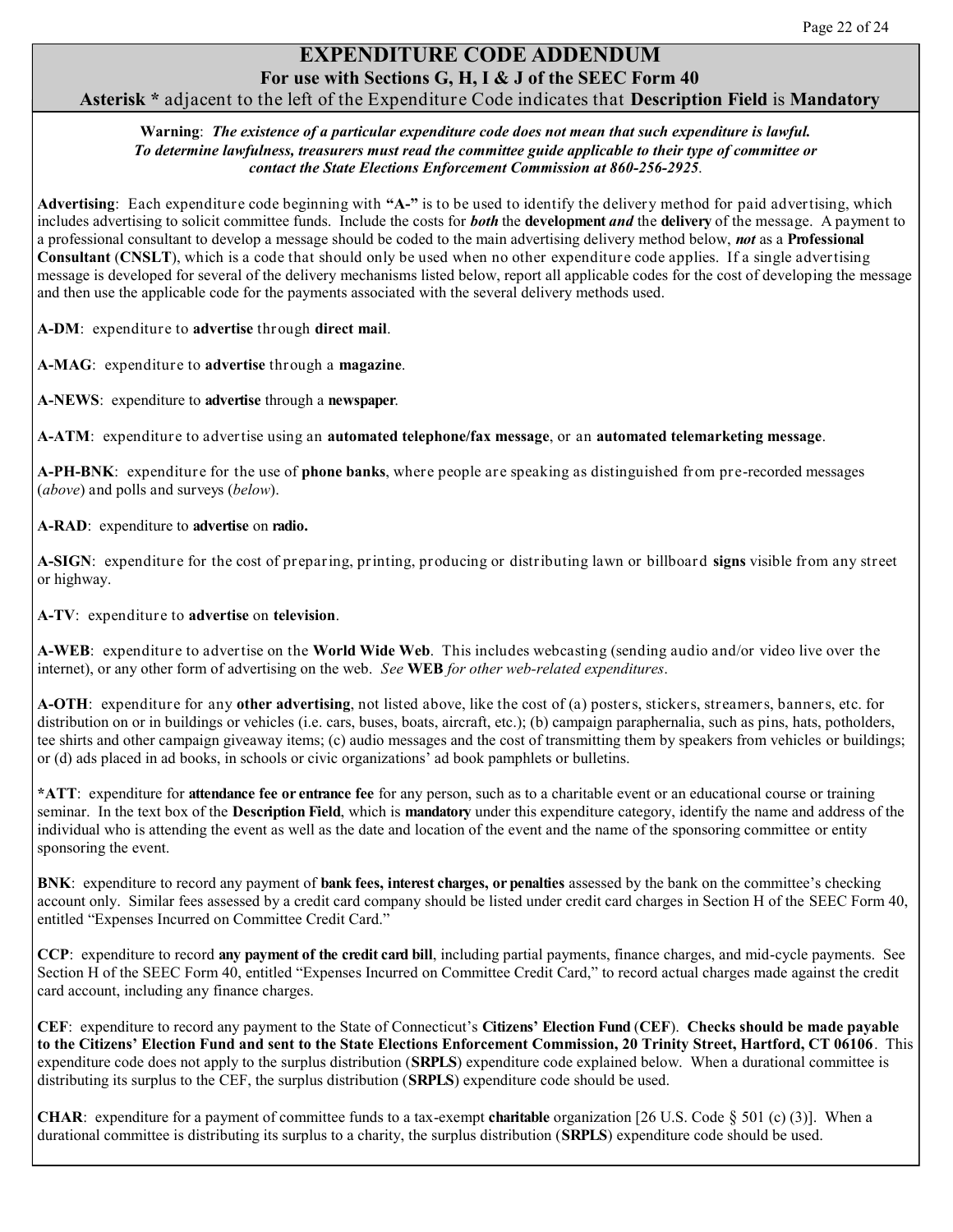# EXPENDITURE CODE ADDENDUM

**For use with Sections G, H, I & J of the SEEC Form 40**

**Asterisk *** adjacent to the left of the Expenditure Code indicates that **Description Field** is **Mandatory**

**Warning**: ***The existence of a particular expenditure code does not mean that such expenditure is lawful. To determine lawfulness, treasurers must read the committee guide applicable to their type of committee or contact the State Elections Enforcement Commission at 860-256-2925.***

**Advertising**: Each expenditure code beginning with **"A-"** is to be used to identify the delivery method for paid advertising, which includes advertising to solicit committee funds. Include the costs for ***both*** the **development** ***and*** the **delivery** of the message. A payment to a professional consultant to develop a message should be coded to the main advertising delivery method below, ***not*** as a **Professional Consultant** (**CNSLT**), which is a code that should only be used when no other expenditure code applies. If a single advertising message is developed for several of the delivery mechanisms listed below, report all applicable codes for the cost of developing the message and then use the applicable code for the payments associated with the several delivery methods used.

**A-DM**: expenditure to **advertise** through **direct mail**.

**A-MAG**: expenditure to **advertise** through a **magazine**.

**A-NEWS**: expenditure to **advertise** through a **newspaper**.

**A-ATM**: expenditure to advertise using an **automated telephone/fax message**, or an **automated telemarketing message**.

**A-PH-BNK**: expenditure for the use of **phone banks**, where people are speaking as distinguished from pre-recorded messages (*above*) and polls and surveys (*below*).

**A-RAD**: expenditure to **advertise** on **radio.**

**A-SIGN**: expenditure for the cost of preparing, printing, producing or distributing lawn or billboard **signs** visible from any street or highway.

**A-TV**: expenditure to **advertise** on **television**.

**A-WEB**: expenditure to advertise on the **World Wide Web**. This includes webcasting (sending audio and/or video live over the internet), or any other form of advertising on the web. *See* **WEB** *for other web-related expenditures*.

**A-OTH**: expenditure for any **other advertising**, not listed above, like the cost of (a) posters, stickers, streamers, banners, etc. for distribution on or in buildings or vehicles (i.e. cars, buses, boats, aircraft, etc.); (b) campaign paraphernalia, such as pins, hats, potholders, tee shirts and other campaign giveaway items; (c) audio messages and the cost of transmitting them by speakers from vehicles or buildings; or (d) ads placed in ad books, in schools or civic organizations' ad book pamphlets or bulletins.

**\*ATT**: expenditure for **attendance fee or entrance fee** for any person, such as to a charitable event or an educational course or training seminar. In the text box of the **Description Field**, which is **mandatory** under this expenditure category, identify the name and address of the individual who is attending the event as well as the date and location of the event and the name of the sponsoring committee or entity sponsoring the event.

**BNK**: expenditure to record any payment of **bank fees, interest charges, or penalties** assessed by the bank on the committee's checking account only. Similar fees assessed by a credit card company should be listed under credit card charges in Section H of the SEEC Form 40, entitled "Expenses Incurred on Committee Credit Card."

**CCP**: expenditure to record **any payment of the credit card bill**, including partial payments, finance charges, and mid-cycle payments. See Section H of the SEEC Form 40, entitled "Expenses Incurred on Committee Credit Card," to record actual charges made against the credit card account, including any finance charges.

**CEF**: expenditure to record any payment to the State of Connecticut's **Citizens' Election Fund** (**CEF**). **Checks should be made payable to the Citizens' Election Fund and sent to the State Elections Enforcement Commission, 20 Trinity Street, Hartford, CT 06106**. This expenditure code does not apply to the surplus distribution (**SRPLS**) expenditure code explained below. When a durational committee is distributing its surplus to the CEF, the surplus distribution (**SRPLS**) expenditure code should be used.

**CHAR**: expenditure for a payment of committee funds to a tax-exempt **charitable** organization [26 U.S. Code § 501 (c) (3)]. When a durational committee is distributing its surplus to a charity, the surplus distribution (**SRPLS**) expenditure code should be used.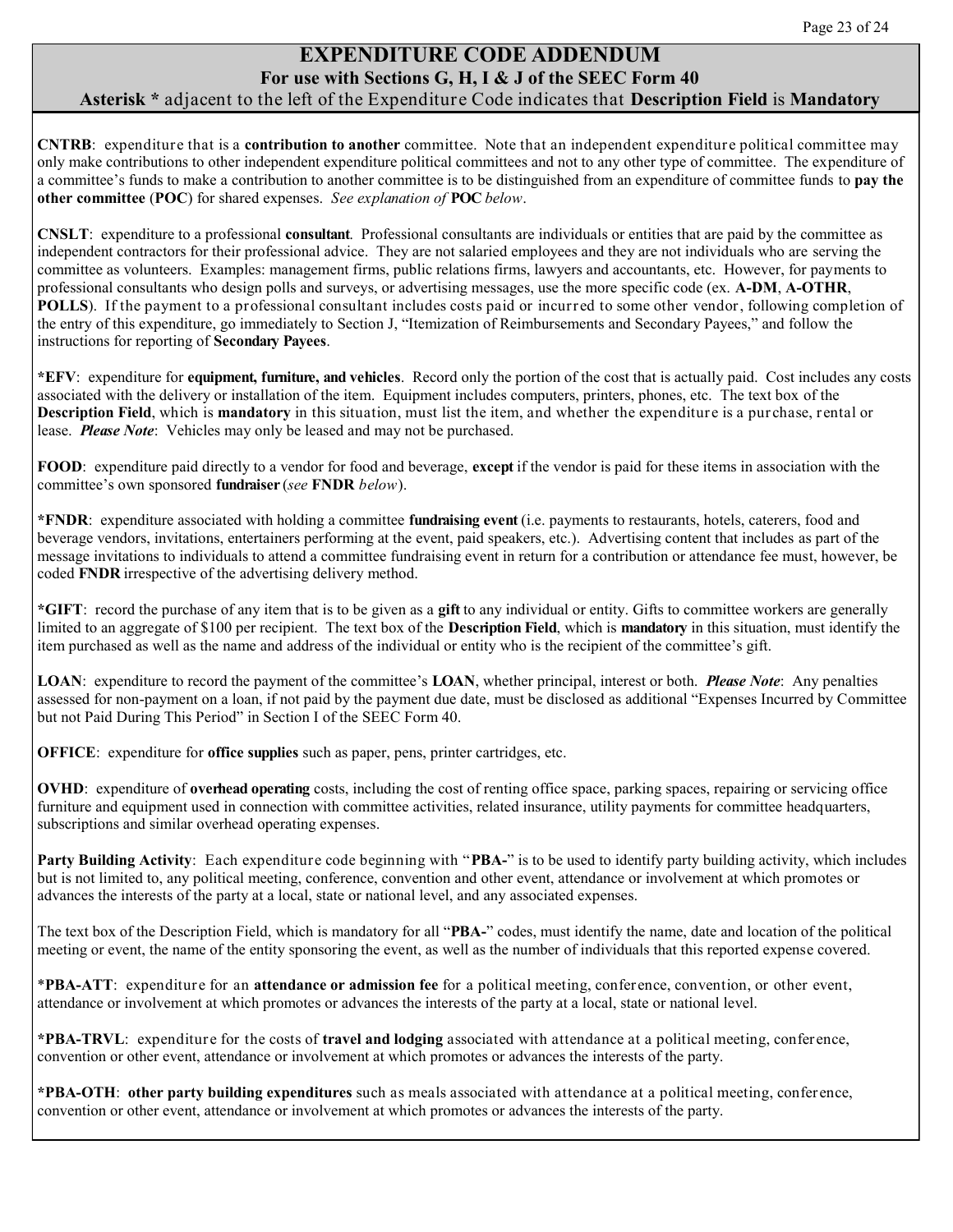# EXPENDITURE CODE ADDENDUM

## For use with Sections G, H, I & J of the SEEC Form 40

**Asterisk *** adjacent to the left of the Expenditure Code indicates that **Description Field** is **Mandatory**

**CNTRB**: expenditure that is a **contribution to another** committee. Note that an independent expenditure political committee may only make contributions to other independent expenditure political committees and not to any other type of committee. The expenditure of a committee's funds to make a contribution to another committee is to be distinguished from an expenditure of committee funds to **pay the other committee** (**POC**) for shared expenses. *See explanation of* **POC** *below*.

**CNSLT**: expenditure to a professional **consultant**. Professional consultants are individuals or entities that are paid by the committee as independent contractors for their professional advice. They are not salaried employees and they are not individuals who are serving the committee as volunteers. Examples: management firms, public relations firms, lawyers and accountants, etc. However, for payments to professional consultants who design polls and surveys, or advertising messages, use the more specific code (ex. **A-DM**, **A-OTHR**, **POLLS**). If the payment to a professional consultant includes costs paid or incurred to some other vendor, following completion of the entry of this expenditure, go immediately to Section J, "Itemization of Reimbursements and Secondary Payees," and follow the instructions for reporting of **Secondary Payees**.

**\*EFV**: expenditure for **equipment, furniture, and vehicles**. Record only the portion of the cost that is actually paid. Cost includes any costs associated with the delivery or installation of the item. Equipment includes computers, printers, phones, etc. The text box of the **Description Field**, which is **mandatory** in this situation, must list the item, and whether the expenditure is a purchase, rental or lease. ***Please Note***: Vehicles may only be leased and may not be purchased.

**FOOD**: expenditure paid directly to a vendor for food and beverage, **except** if the vendor is paid for these items in association with the committee's own sponsored **fundraiser** (*see* **FNDR** *below*).

**\*FNDR**: expenditure associated with holding a committee **fundraising event** (i.e. payments to restaurants, hotels, caterers, food and beverage vendors, invitations, entertainers performing at the event, paid speakers, etc.). Advertising content that includes as part of the message invitations to individuals to attend a committee fundraising event in return for a contribution or attendance fee must, however, be coded **FNDR** irrespective of the advertising delivery method.

**\*GIFT**: record the purchase of any item that is to be given as a **gift** to any individual or entity. Gifts to committee workers are generally limited to an aggregate of $100 per recipient. The text box of the **Description Field**, which is **mandatory** in this situation, must identify the item purchased as well as the name and address of the individual or entity who is the recipient of the committee's gift.

**LOAN**: expenditure to record the payment of the committee's **LOAN**, whether principal, interest or both. ***Please Note***: Any penalties assessed for non-payment on a loan, if not paid by the payment due date, must be disclosed as additional "Expenses Incurred by Committee but not Paid During This Period" in Section I of the SEEC Form 40.

**OFFICE**: expenditure for **office supplies** such as paper, pens, printer cartridges, etc.

**OVHD**: expenditure of **overhead operating** costs, including the cost of renting office space, parking spaces, repairing or servicing office furniture and equipment used in connection with committee activities, related insurance, utility payments for committee headquarters, subscriptions and similar overhead operating expenses.

**Party Building Activity**: Each expenditure code beginning with "**PBA-**" is to be used to identify party building activity, which includes but is not limited to, any political meeting, conference, convention and other event, attendance or involvement at which promotes or advances the interests of the party at a local, state or national level, and any associated expenses.

The text box of the Description Field, which is mandatory for all "**PBA-**" codes, must identify the name, date and location of the political meeting or event, the name of the entity sponsoring the event, as well as the number of individuals that this reported expense covered.

**\*PBA-ATT**: expenditure for an **attendance or admission fee** for a political meeting, conference, convention, or other event, attendance or involvement at which promotes or advances the interests of the party at a local, state or national level.

**\*PBA-TRVL**: expenditure for the costs of **travel and lodging** associated with attendance at a political meeting, conference, convention or other event, attendance or involvement at which promotes or advances the interests of the party.

**\*PBA-OTH**: **other party building expenditures** such as meals associated with attendance at a political meeting, conference, convention or other event, attendance or involvement at which promotes or advances the interests of the party.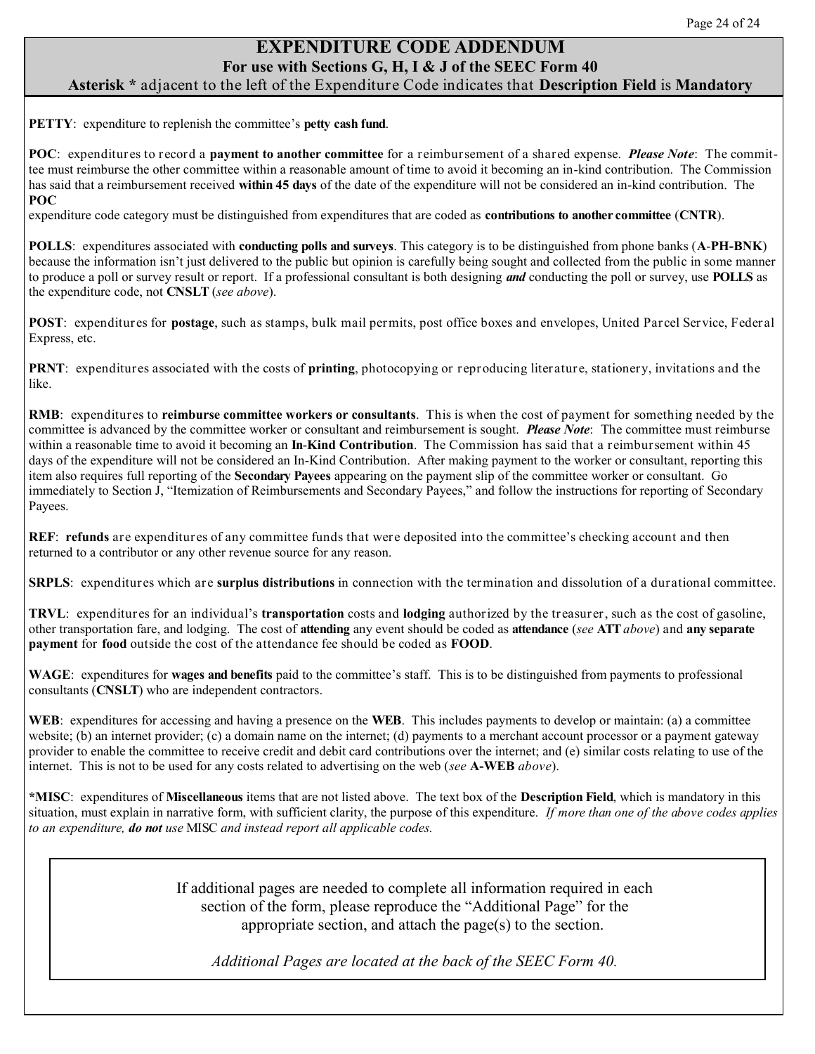# EXPENDITURE CODE ADDENDUM

**For use with Sections G, H, I & J of the SEEC Form 40**

**Asterisk *** adjacent to the left of the Expenditure Code indicates that **Description Field** is **Mandatory**

**PETTY**: expenditure to replenish the committee's **petty cash fund**.

**POC**: expenditures to record a **payment to another committee** for a reimbursement of a shared expense. ***Please Note***: The committee must reimburse the other committee within a reasonable amount of time to avoid it becoming an in-kind contribution. The Commission has said that a reimbursement received **within 45 days** of the date of the expenditure will not be considered an in-kind contribution. The **POC** expenditure code category must be distinguished from expenditures that are coded as **contributions to another committee** (**CNTR**).

**POLLS**: expenditures associated with **conducting polls and surveys**. This category is to be distinguished from phone banks (**A-PH-BNK**) because the information isn't just delivered to the public but opinion is carefully being sought and collected from the public in some manner to produce a poll or survey result or report. If a professional consultant is both designing ***and*** conducting the poll or survey, use **POLLS** as the expenditure code, not **CNSLT** (*see above*).

**POST**: expenditures for **postage**, such as stamps, bulk mail permits, post office boxes and envelopes, United Parcel Service, Federal Express, etc.

**PRNT**: expenditures associated with the costs of **printing**, photocopying or reproducing literature, stationery, invitations and the like.

**RMB**: expenditures to **reimburse committee workers or consultants**. This is when the cost of payment for something needed by the committee is advanced by the committee worker or consultant and reimbursement is sought. ***Please Note***: The committee must reimburse within a reasonable time to avoid it becoming an **In-Kind Contribution**. The Commission has said that a reimbursement within 45 days of the expenditure will not be considered an In-Kind Contribution. After making payment to the worker or consultant, reporting this item also requires full reporting of the **Secondary Payees** appearing on the payment slip of the committee worker or consultant. Go immediately to Section J, "Itemization of Reimbursements and Secondary Payees," and follow the instructions for reporting of Secondary Payees.

**REF**: **refunds** are expenditures of any committee funds that were deposited into the committee's checking account and then returned to a contributor or any other revenue source for any reason.

**SRPLS**: expenditures which are **surplus distributions** in connection with the termination and dissolution of a durational committee.

**TRVL**: expenditures for an individual's **transportation** costs and **lodging** authorized by the treasurer, such as the cost of gasoline, other transportation fare, and lodging. The cost of **attending** any event should be coded as **attendance** (*see* **ATT** *above*) and **any separate payment** for **food** outside the cost of the attendance fee should be coded as **FOOD**.

**WAGE**: expenditures for **wages and benefits** paid to the committee's staff. This is to be distinguished from payments to professional consultants (**CNSLT**) who are independent contractors.

**WEB**: expenditures for accessing and having a presence on the **WEB**. This includes payments to develop or maintain: (a) a committee website; (b) an internet provider; (c) a domain name on the internet; (d) payments to a merchant account processor or a payment gateway provider to enable the committee to receive credit and debit card contributions over the internet; and (e) similar costs relating to use of the internet. This is not to be used for any costs related to advertising on the web (*see* **A-WEB** *above*).

**\*MISC**: expenditures of **Miscellaneous** items that are not listed above. The text box of the **Description Field**, which is mandatory in this situation, must explain in narrative form, with sufficient clarity, the purpose of this expenditure. *If more than one of the above codes applies to an expenditure, **do not** use* MISC *and instead report all applicable codes.*

If additional pages are needed to complete all information required in each section of the form, please reproduce the "Additional Page" for the appropriate section, and attach the page(s) to the section.

*Additional Pages are located at the back of the SEEC Form 40.*